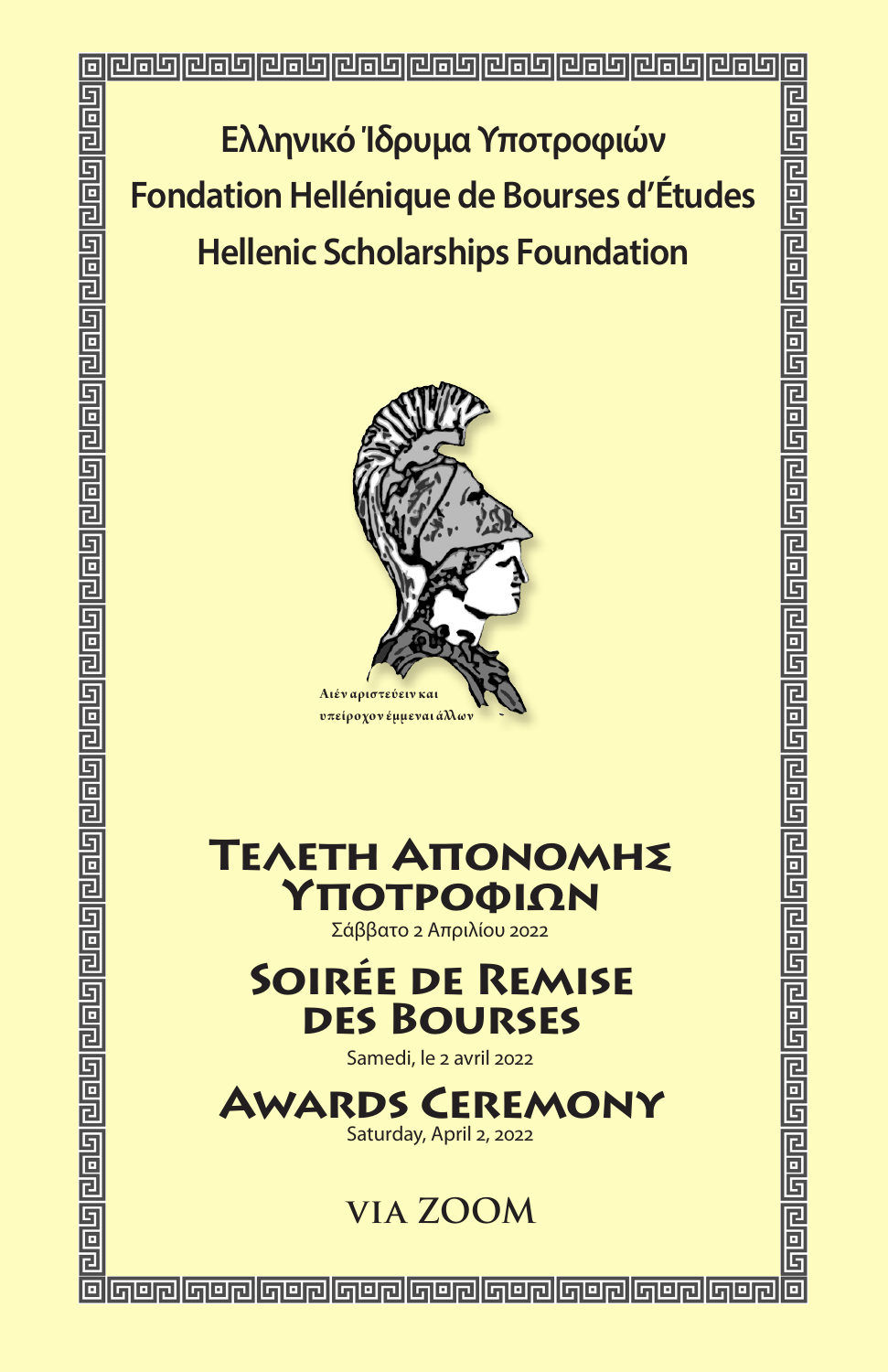# Ελληνικό Ίδρυμα Υποτροφιών

# Fondation Hellénique de Bourses d'Études

# Hellenic Scholarships Foundation

Αιέν αριστεύειν και υπείροχον έμμεναι άλλων

## Τελετη Απονομης Υποτροφιων

Σάββατο 2 Απριλίου 2022

## Soirée de Remise des Bourses

Samedi, le 2 avril 2022

## Awards Ceremony

Saturday, April 2, 2022

VIA ZOOM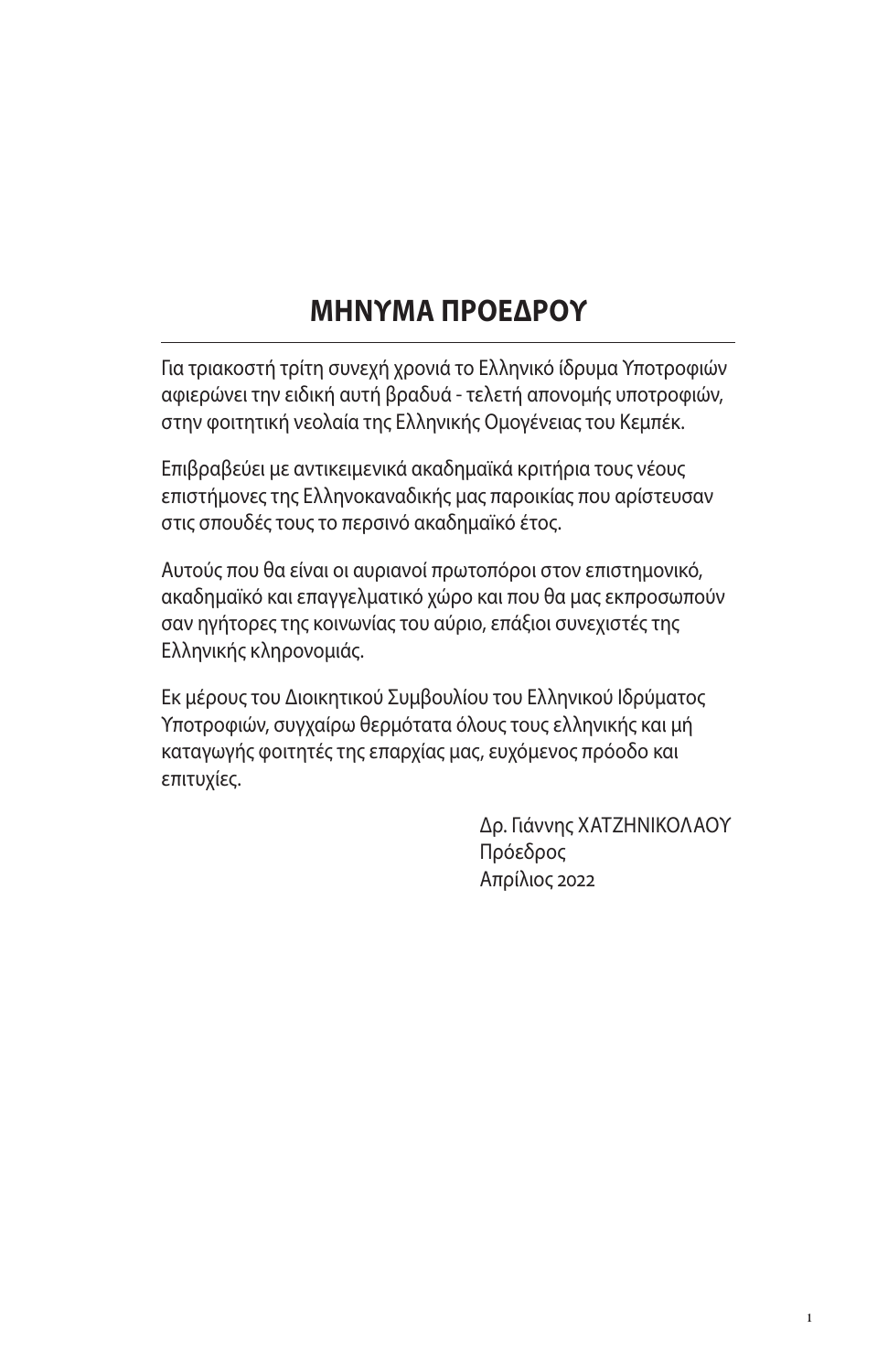# ΜΗΝΥΜΑ ΠΡΟΕΔΡΟΥ

Για τριακοστή τρίτη συνεχή χρονιά το Ελληνικό ίδρυμα Υποτροφιών αφιερώνει την ειδική αυτή βραδυά - τελετή απονομής υποτροφιών, στην φοιτητική νεολαία της Ελληνικής Ομογένειας του Κεμπέκ.

Επιβραβεύει με αντικειμενικά ακαδημαϊκά κριτήρια τους νέους επιστήμονες της Ελληνοκαναδικής μας παροικίας που αρίστευσαν στις σπουδές τους το περσινό ακαδημαϊκό έτος.

Αυτούς που θα είναι οι αυριανοί πρωτοπόροι στον επιστημονικό, ακαδημαϊκό και επαγγελματικό χώρο και που θα μας εκπροσωπούν σαν ηγήτορες της κοινωνίας του αύριο, επάξιοι συνεχιστές της Ελληνικής κληρονομιάς.

Εκ μέρους του Διοικητικού Συμβουλίου του Ελληνικού Ιδρύματος Υποτροφιών, συγχαίρω θερμότατα όλους τους ελληνικής και μή καταγωγής φοιτητές της επαρχίας μας, ευχόμενος πρόοδο και επιτυχίες.

Δρ. Γιάννης ΧΑΤΖΗΝΙΚΟΛΑΟΥ
Πρόεδρος
Απρίλιος 2022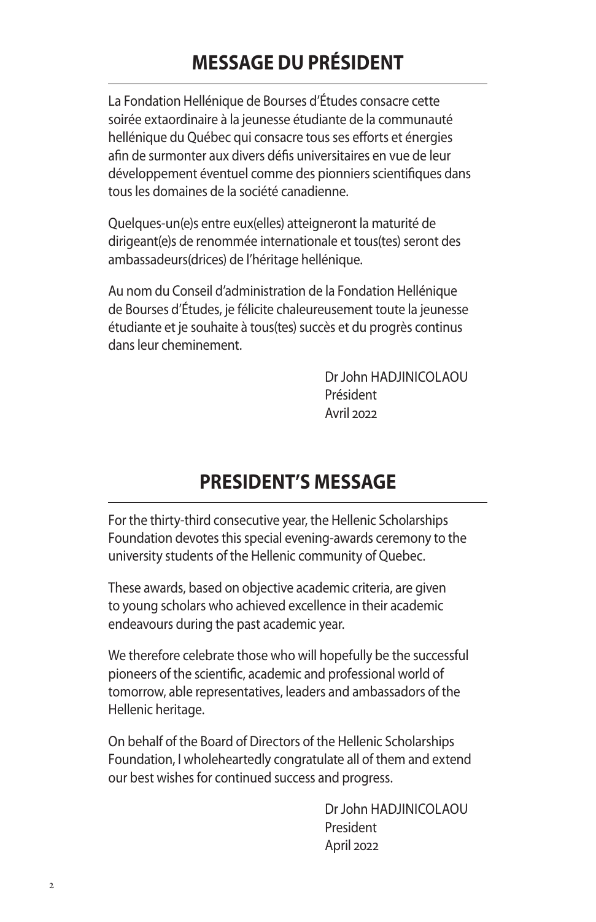# MESSAGE DU PRÉSIDENT

La Fondation Hellénique de Bourses d'Études consacre cette soirée extaordinaire à la jeunesse étudiante de la communauté hellénique du Québec qui consacre tous ses efforts et énergies afin de surmonter aux divers défis universitaires en vue de leur développement éventuel comme des pionniers scientifiques dans tous les domaines de la société canadienne.

Quelques-un(e)s entre eux(elles) atteigneront la maturité de dirigeant(e)s de renommée internationale et tous(tes) seront des ambassadeurs(drices) de l'héritage hellénique.

Au nom du Conseil d'administration de la Fondation Hellénique de Bourses d'Études, je félicite chaleureusement toute la jeunesse étudiante et je souhaite à tous(tes) succès et du progrès continus dans leur cheminement.

Dr John HADJINICOLAOU
Président
Avril 2022

# PRESIDENT'S MESSAGE

For the thirty-third consecutive year, the Hellenic Scholarships Foundation devotes this special evening-awards ceremony to the university students of the Hellenic community of Quebec.

These awards, based on objective academic criteria, are given to young scholars who achieved excellence in their academic endeavours during the past academic year.

We therefore celebrate those who will hopefully be the successful pioneers of the scientific, academic and professional world of tomorrow, able representatives, leaders and ambassadors of the Hellenic heritage.

On behalf of the Board of Directors of the Hellenic Scholarships Foundation, I wholeheartedly congratulate all of them and extend our best wishes for continued success and progress.

Dr John HADJINICOLAOU
President
April 2022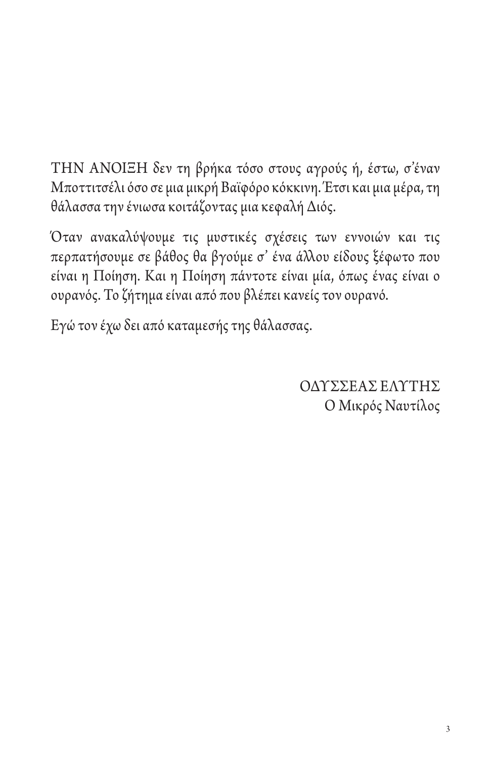ΤΗΝ ΑΝΟΙΞΗ δεν τη βρήκα τόσο στους αγρούς ή, έστω, σ'έναν Μποττιτσέλι όσο σε μια μικρή Βαϊφόρο κόκκινη. Έτσι και μια μέρα, τη θάλασσα την ένιωσα κοιτάζοντας μια κεφαλή Διός.

Όταν ανακαλύψουμε τις μυστικές σχέσεις των εννοιών και τις περπατήσουμε σε βάθος θα βγούμε σ' ένα άλλου είδους ξέφωτο που είναι η Ποίηση. Και η Ποίηση πάντοτε είναι μία, όπως ένας είναι ο ουρανός. Το ζήτημα είναι από που βλέπει κανείς τον ουρανό.

Εγώ τον έχω δει από καταμεσής της θάλασσας.

ΟΔΥΣΣΕΑΣ ΕΛΥΤΗΣ
Ο Μικρός Ναυτίλος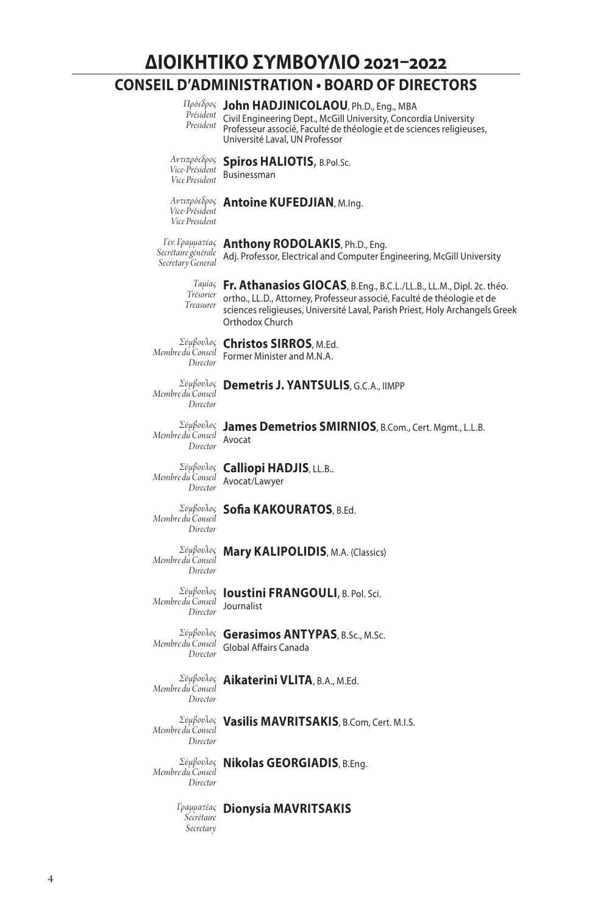# ΔΙΟΙΚΗΤΙΚΟ ΣΥΜΒΟΥΛΙΟ 2021–2022

## CONSEIL D'ADMINISTRATION • BOARD OF DIRECTORS

*Πρόεδρος / Président / President*
**John HADJINICOLAOU**, Ph.D., Eng., MBA
Civil Engineering Dept., McGill University, Concordia University
Professeur associé, Faculté de théologie et de sciences religieuses, Université Laval, UN Professor

*Αντιπρόεδρος / Vice-Président / Vice President*
**Spiros HALIOTIS,** B.Pol.Sc.
Businessman

*Αντιπρόεδρος / Vice-Président / Vice President*
**Antoine KUFEDJIAN**, M.Ing.

*Γεν. Γραμματέας / Secrétaire générale / Secretary General*
**Anthony RODOLAKIS**, Ph.D., Eng.
Adj. Professor, Electrical and Computer Engineering, McGill University

*Ταμίας / Trésorier / Treasurer*
**Fr. Athanasios GIOCAS**, B.Eng., B.C.L./LL.B., LL.M., Dipl. 2c. théo. ortho., LL.D., Attorney, Professeur associé, Faculté de théologie et de sciences religieuses, Université Laval, Parish Priest, Holy Archangels Greek Orthodox Church

*Σύμβουλος / Membre du Conseil / Director*
**Christos SIRROS**, M.Ed.
Former Minister and M.N.A.

*Σύμβουλος / Membre du Conseil / Director*
**Demetris J. YANTSULIS**, G.C.A., IIMPP

*Σύμβουλος / Membre du Conseil / Director*
**James Demetrios SMIRNIOS**, B.Com., Cert. Mgmt., L.L.B.
Avocat

*Σύμβουλος / Membre du Conseil / Director*
**Calliopi HADJIS**, LL.B..
Avocat/Lawyer

*Σύμβουλος / Membre du Conseil / Director*
**Sofia KAKOURATOS**, B.Ed.

*Σύμβουλος / Membre du Conseil / Director*
**Mary KALIPOLIDIS**, M.A. (Classics)

*Σύμβουλος / Membre du Conseil / Director*
**Ioustini FRANGOULI**, B. Pol. Sci.
Journalist

*Σύμβουλος / Membre du Conseil / Director*
**Gerasimos ANTYPAS**, B.Sc., M.Sc.
Global Affairs Canada

*Σύμβουλος / Membre du Conseil / Director*
**Aikaterini VLITA**, B.A., M.Ed.

*Σύμβουλος / Membre du Conseil / Director*
**Vasilis MAVRITSAKIS**, B.Com, Cert. M.I.S.

*Σύμβουλος / Membre du Conseil / Director*
**Nikolas GEORGIADIS**, B.Eng.

*Γραμματέας / Secrétaire / Secretary*
**Dionysia MAVRITSAKIS**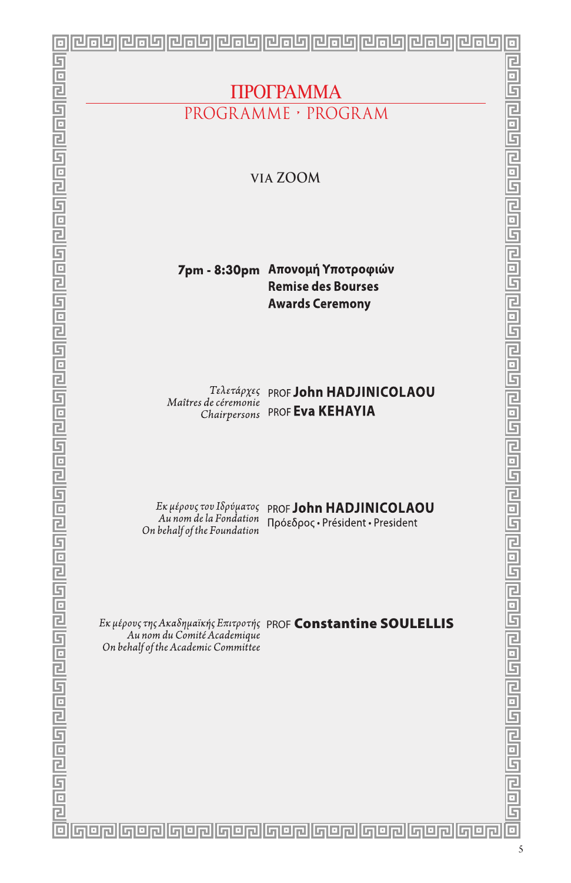# ΠΡΟΓΡΑΜΜΑ

## PROGRAMME · PROGRAM

VIA ZOOM

**7pm - 8:30pm** **Απονομή Υποτροφιών**
**Remise des Bourses**
**Awards Ceremony**

*Τελετάρχες*
*Maîtres de céremonie*
*Chairpersons*

PROF **John HADJINICOLAOU**
PROF **Eva KEHAYIA**

*Εκ μέρους του Ιδρύματος*
*Au nom de la Fondation*
*On behalf of the Foundation*

PROF **John HADJINICOLAOU**
Πρόεδρος • Président • President

*Εκ μέρους της Ακαδημαϊκής Επιτροπής*
*Au nom du Comité Academique*
*On behalf of the Academic Committee*

PROF **Constantine SOULELLIS**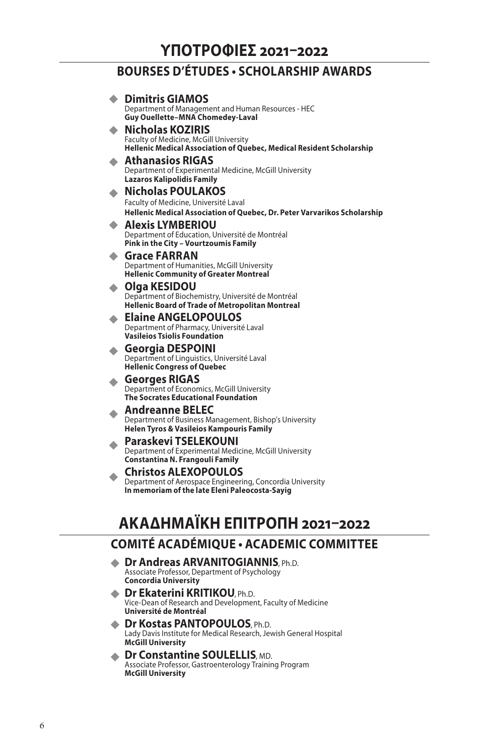# ΥΠΟΤΡΟΦΙΕΣ 2021–2022

## BOURSES D'ÉTUDES • SCHOLARSHIP AWARDS

- **Dimitris GIAMOS**
  Department of Management and Human Resources - HEC
  **Guy Ouellette–MNA Chomedey-Laval**
- **Nicholas KOZIRIS**
  Faculty of Medicine, McGill University
  **Hellenic Medical Association of Quebec, Medical Resident Scholarship**
- **Athanasios RIGAS**
  Department of Experimental Medicine, McGill University
  **Lazaros Kalipolidis Family**
- **Nicholas POULAKOS**
  Faculty of Medicine, Université Laval
  **Hellenic Medical Association of Quebec, Dr. Peter Varvarikos Scholarship**
- **Alexis LYMBERIOU**
  Department of Education, Université de Montréal
  **Pink in the City – Vourtzoumis Family**
- **Grace FARRAN**
  Department of Humanities, McGill University
  **Hellenic Community of Greater Montreal**
- **Olga KESIDOU**
  Department of Biochemistry, Université de Montréal
  **Hellenic Board of Trade of Metropolitan Montreal**
- **Elaine ANGELOPOULOS**
  Department of Pharmacy, Université Laval
  **Vasileios Tsiolis Foundation**
- **Georgia DESPOINI**
  Department of Linguistics, Université Laval
  **Hellenic Congress of Quebec**
- **Georges RIGAS**
  Department of Economics, McGill University
  **The Socrates Educational Foundation**
- **Andreanne BELEC**
  Department of Business Management, Bishop's University
  **Helen Tyros & Vasileios Kampouris Family**
- **Paraskevi TSELEKOUNI**
  Department of Experimental Medicine, McGill University
  **Constantina N. Frangouli Family**
- **Christos ALEXOPOULOS**
  Department of Aerospace Engineering, Concordia University
  **In memoriam of the late Eleni Paleocosta-Sayig**

# ΑΚΑΔΗΜΑΪΚΗ ΕΠΙΤΡΟΠΗ 2021–2022

## COMITÉ ACADÉMIQUE • ACADEMIC COMMITTEE

- **Dr Andreas ARVANITOGIANNIS**, Ph.D.
  Associate Professor, Department of Psychology
  **Concordia University**
- **Dr Ekaterini KRITIKOU**, Ph.D.
  Vice-Dean of Research and Development, Faculty of Medicine
  **Université de Montréal**
- **Dr Kostas PANTOPOULOS**, Ph.D.
  Lady Davis Institute for Medical Research, Jewish General Hospital
  **McGill University**
- **Dr Constantine SOULELLIS**, MD.
  Associate Professor, Gastroenterology Training Program
  **McGill University**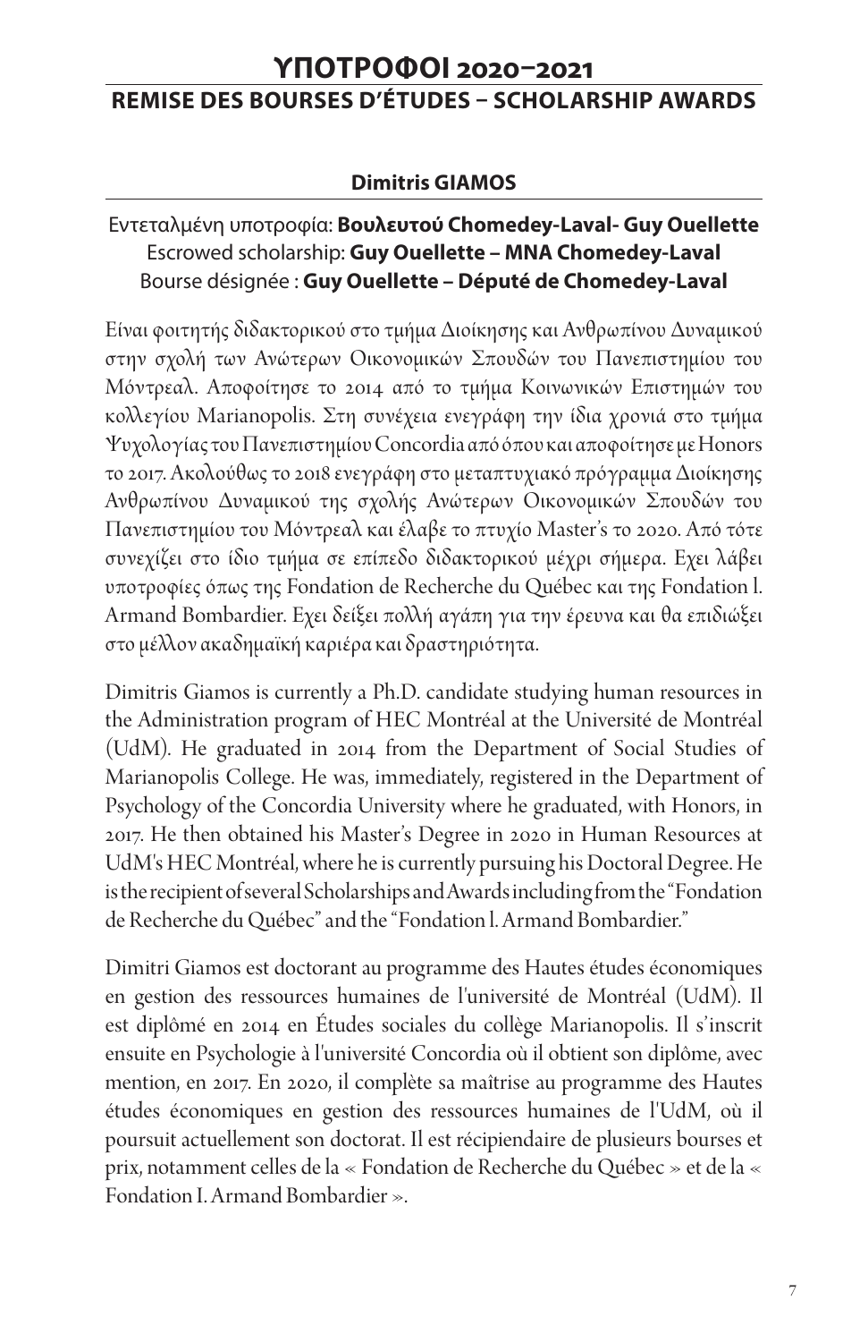# ΥΠΟΤΡΟΦΟΙ 2020–2021

## REMISE DES BOURSES D'ÉTUDES – SCHOLARSHIP AWARDS

### Dimitris GIAMOS

Εντεταλμένη υποτροφία: **Βουλευτού Chomedey-Laval- Guy Ouellette**
Escrowed scholarship: **Guy Ouellette – MNA Chomedey-Laval**
Bourse désignée : **Guy Ouellette – Député de Chomedey-Laval**

Είναι φοιτητής διδακτορικού στο τμήμα Διοίκησης και Ανθρωπίνου Δυναμικού στην σχολή των Ανώτερων Οικονομικών Σπουδών του Πανεπιστημίου του Μόντρεαλ. Αποφοίτησε το 2014 από το τμήμα Κοινωνικών Επιστημών του κολλεγίου Marianopolis. Στη συνέχεια ενεγράφη την ίδια χρονιά στο τμήμα Ψυχολογίας του Πανεπιστημίου Concordia από όπου και αποφοίτησε με Honors το 2017. Ακολούθως το 2018 ενεγράφη στο μεταπτυχιακό πρόγραμμα Διοίκησης Ανθρωπίνου Δυναμικού της σχολής Ανώτερων Οικονομικών Σπουδών του Πανεπιστημίου του Μόντρεαλ και έλαβε το πτυχίο Master's το 2020. Από τότε συνεχίζει στο ίδιο τμήμα σε επίπεδο διδακτορικού μέχρι σήμερα. Εχει λάβει υποτροφίες όπως της Fondation de Recherche du Québec και της Fondation l. Armand Bombardier. Εχει δείξει πολλή αγάπη για την έρευνα και θα επιδιώξει στο μέλλον ακαδημαϊκή καριέρα και δραστηριότητα.

Dimitris Giamos is currently a Ph.D. candidate studying human resources in the Administration program of HEC Montréal at the Université de Montréal (UdM). He graduated in 2014 from the Department of Social Studies of Marianopolis College. He was, immediately, registered in the Department of Psychology of the Concordia University where he graduated, with Honors, in 2017. He then obtained his Master's Degree in 2020 in Human Resources at UdM's HEC Montréal, where he is currently pursuing his Doctoral Degree. He is the recipient of several Scholarships and Awards including from the "Fondation de Recherche du Québec" and the "Fondation l. Armand Bombardier."

Dimitri Giamos est doctorant au programme des Hautes études économiques en gestion des ressources humaines de l'université de Montréal (UdM). Il est diplômé en 2014 en Études sociales du collège Marianopolis. Il s'inscrit ensuite en Psychologie à l'université Concordia où il obtient son diplôme, avec mention, en 2017. En 2020, il complète sa maîtrise au programme des Hautes études économiques en gestion des ressources humaines de l'UdM, où il poursuit actuellement son doctorat. Il est récipiendaire de plusieurs bourses et prix, notamment celles de la « Fondation de Recherche du Québec » et de la « Fondation I. Armand Bombardier ».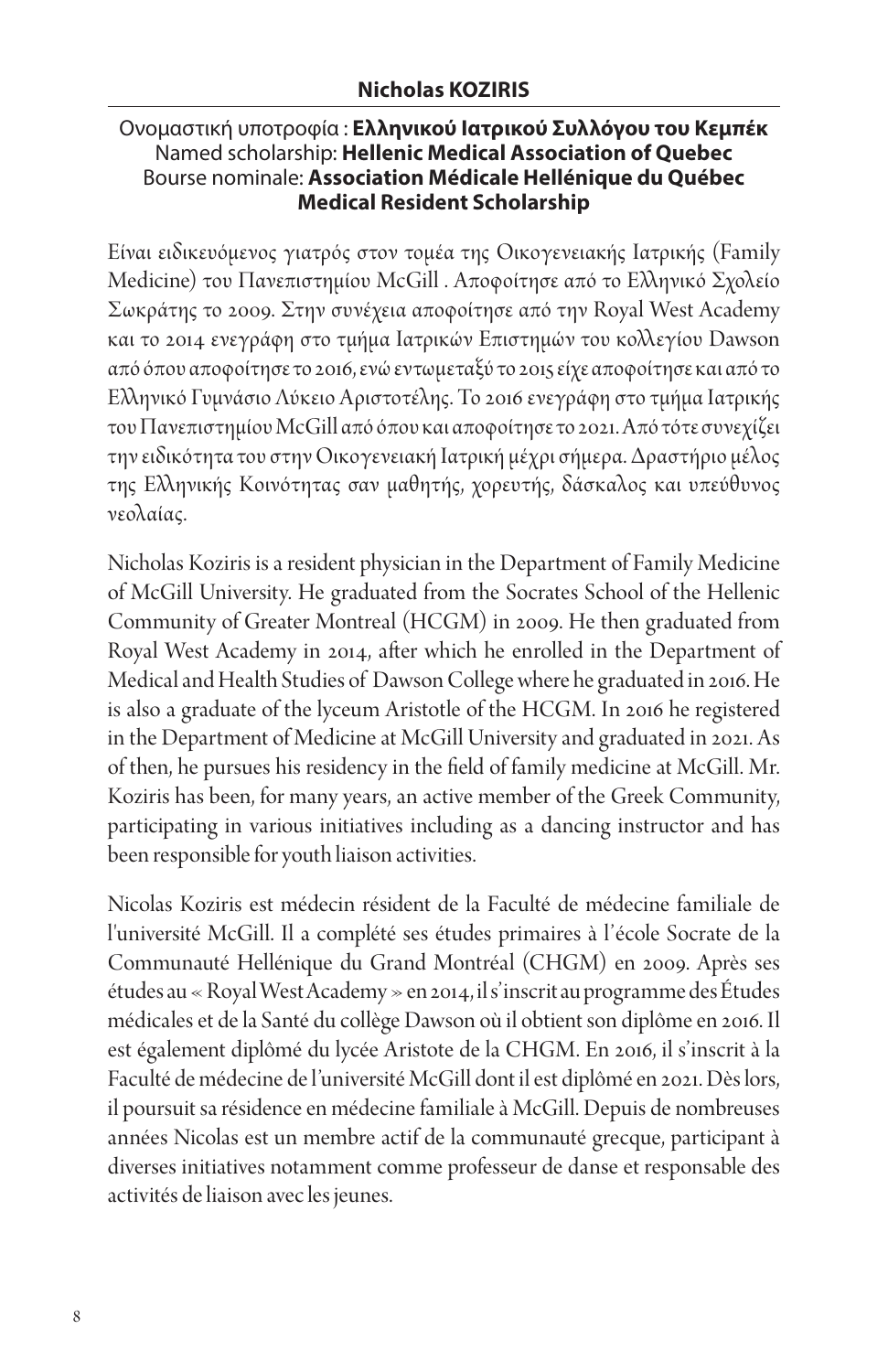## Nicholas KOZIRIS

Ονομαστική υποτροφία : **Ελληνικού Ιατρικού Συλλόγου του Κεμπέκ**
Named scholarship: **Hellenic Medical Association of Quebec**
Bourse nominale: **Association Médicale Hellénique du Québec Medical Resident Scholarship**

Είναι ειδικευόμενος γιατρός στον τομέα της Οικογενειακής Ιατρικής (Family Medicine) του Πανεπιστημίου McGill . Αποφοίτησε από το Ελληνικό Σχολείο Σωκράτης το 2009. Στην συνέχεια αποφοίτησε από την Royal West Academy και το 2014 ενεγράφη στο τμήμα Ιατρικών Επιστημών του κολλεγίου Dawson από όπου αποφοίτησε το 2016, ενώ εντωμεταξύ το 2015 είχε αποφοιτήσει και από το Ελληνικό Γυμνάσιο Λύκειο Αριστοτέλης. Το 2016 ενεγράφη στο τμήμα Ιατρικής του Πανεπιστημίου McGill από όπου και αποφοίτησε το 2021. Από τότε συνεχίζει την ειδικότητα του στην Οικογενειακή Ιατρική μέχρι σήμερα. Δραστήριο μέλος της Ελληνικής Κοινότητας σαν μαθητής, χορευτής, δάσκαλος και υπεύθυνος νεολαίας.

Nicholas Koziris is a resident physician in the Department of Family Medicine of McGill University. He graduated from the Socrates School of the Hellenic Community of Greater Montreal (HCGM) in 2009. He then graduated from Royal West Academy in 2014, after which he enrolled in the Department of Medical and Health Studies of Dawson College where he graduated in 2016. He is also a graduate of the lyceum Aristotle of the HCGM. In 2016 he registered in the Department of Medicine at McGill University and graduated in 2021. As of then, he pursues his residency in the field of family medicine at McGill. Mr. Koziris has been, for many years, an active member of the Greek Community, participating in various initiatives including as a dancing instructor and has been responsible for youth liaison activities.

Nicolas Koziris est médecin résident de la Faculté de médecine familiale de l'université McGill. Il a complété ses études primaires à l'école Socrate de la Communauté Hellénique du Grand Montréal (CHGM) en 2009. Après ses études au « Royal West Academy » en 2014, il s'inscrit au programme des Études médicales et de la Santé du collège Dawson où il obtient son diplôme en 2016. Il est également diplômé du lycée Aristote de la CHGM. En 2016, il s'inscrit à la Faculté de médecine de l'université McGill dont il est diplômé en 2021. Dès lors, il poursuit sa résidence en médecine familiale à McGill. Depuis de nombreuses années Nicolas est un membre actif de la communauté grecque, participant à diverses initiatives notamment comme professeur de danse et responsable des activités de liaison avec les jeunes.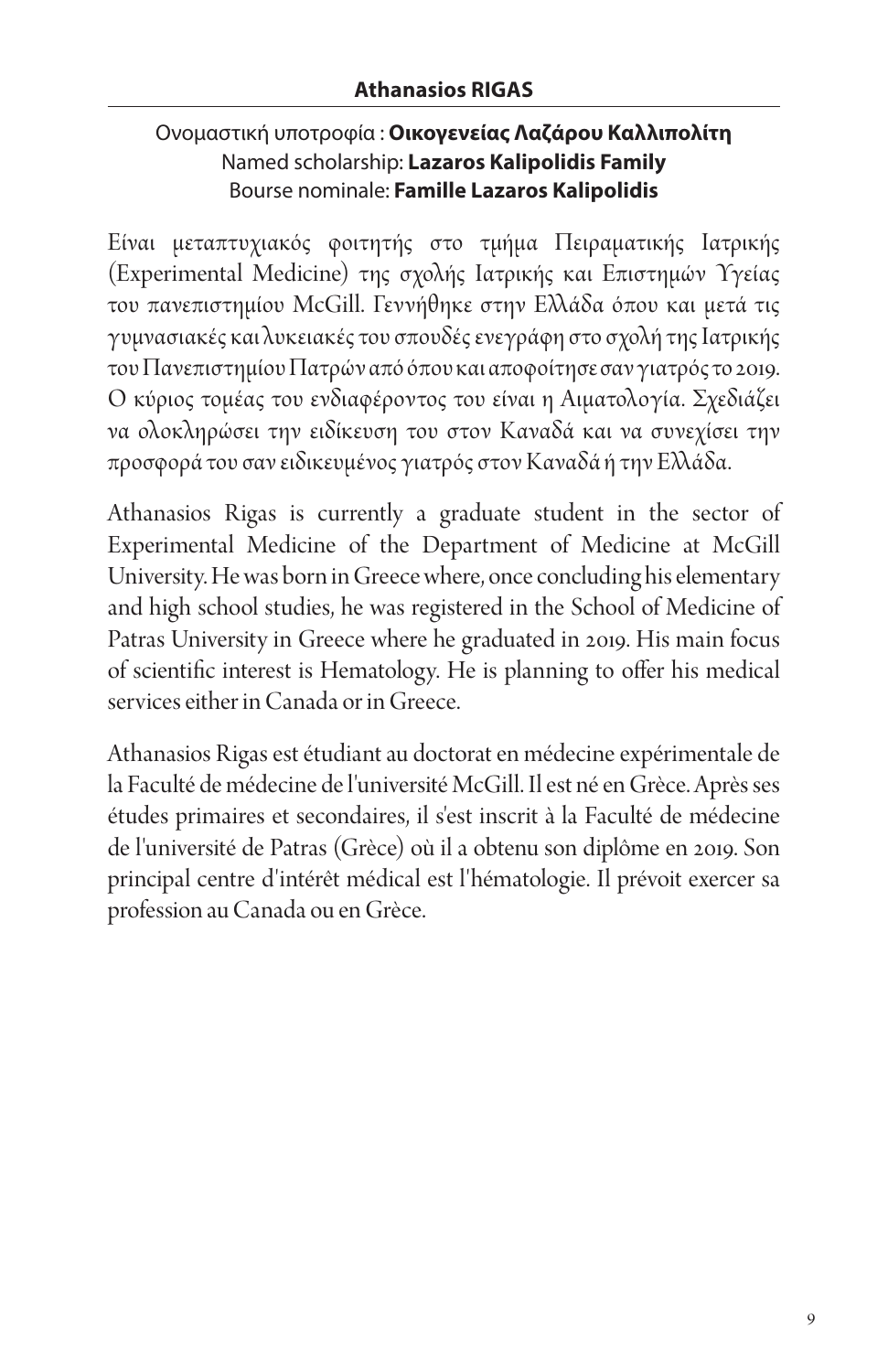## Athanasios RIGAS

Ονομαστική υποτροφία : **Οικογενείας Λαζάρου Καλλιπολίτη**
Named scholarship: **Lazaros Kalipolidis Family**
Bourse nominale: **Famille Lazaros Kalipolidis**

Είναι μεταπτυχιακός φοιτητής στο τμήμα Πειραματικής Ιατρικής (Experimental Medicine) της σχολής Ιατρικής και Επιστημών Υγείας του πανεπιστημίου McGill. Γεννήθηκε στην Ελλάδα όπου και μετά τις γυμνασιακές και λυκειακές του σπουδές ενεγράφη στο σχολή της Ιατρικής του Πανεπιστημίου Πατρών από όπου και αποφοίτησε σαν γιατρός το 2019. Ο κύριος τομέας του ενδιαφέροντος του είναι η Αιματολογία. Σχεδιάζει να ολοκληρώσει την ειδίκευση του στον Καναδά και να συνεχίσει την προσφορά του σαν ειδικευμένος γιατρός στον Καναδά ή την Ελλάδα.

Athanasios Rigas is currently a graduate student in the sector of Experimental Medicine of the Department of Medicine at McGill University. He was born in Greece where, once concluding his elementary and high school studies, he was registered in the School of Medicine of Patras University in Greece where he graduated in 2019. His main focus of scientific interest is Hematology. He is planning to offer his medical services either in Canada or in Greece.

Athanasios Rigas est étudiant au doctorat en médecine expérimentale de la Faculté de médecine de l'université McGill. Il est né en Grèce. Après ses études primaires et secondaires, il s'est inscrit à la Faculté de médecine de l'université de Patras (Grèce) où il a obtenu son diplôme en 2019. Son principal centre d'intérêt médical est l'hématologie. Il prévoit exercer sa profession au Canada ou en Grèce.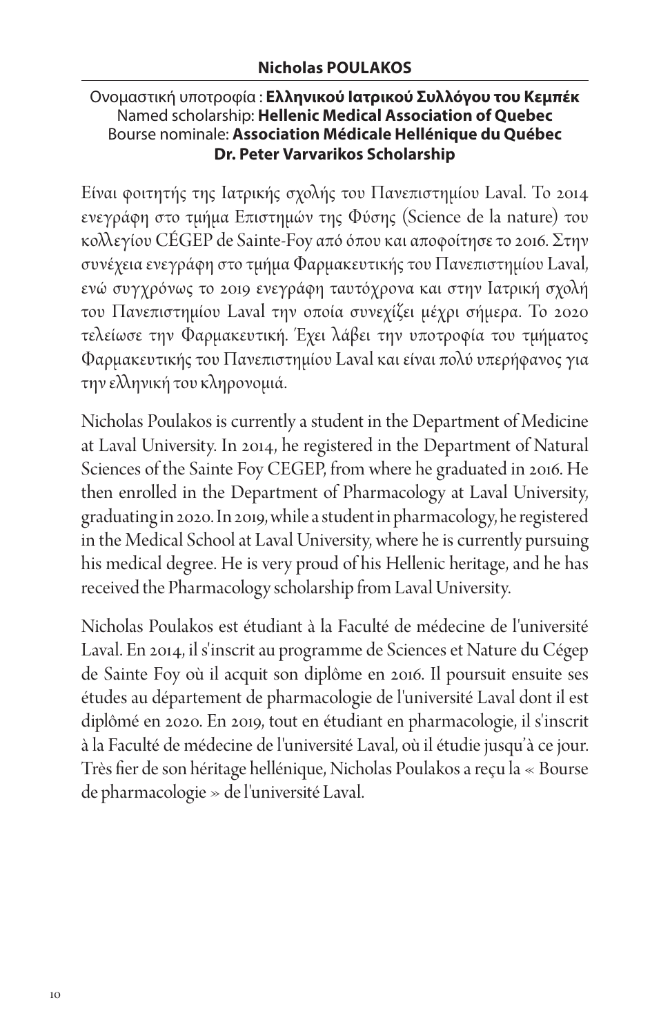## Nicholas POULAKOS

Ονομαστική υποτροφία : **Ελληνικού Ιατρικού Συλλόγου του Κεμπέκ**
Named scholarship: **Hellenic Medical Association of Quebec**
Bourse nominale: **Association Médicale Hellénique du Québec**
**Dr. Peter Varvarikos Scholarship**

Είναι φοιτητής της Ιατρικής σχολής του Πανεπιστημίου Laval. Το 2014 ενεγράφη στο τμήμα Επιστημών της Φύσης (Science de la nature) του κολλεγίου CÉGEP de Sainte-Foy από όπου και αποφοίτησε το 2016. Στην συνέχεια ενεγράφη στο τμήμα Φαρμακευτικής του Πανεπιστημίου Laval, ενώ συγχρόνως το 2019 ενεγράφη ταυτόχρονα και στην Ιατρική σχολή του Πανεπιστημίου Laval την οποία συνεχίζει μέχρι σήμερα. Το 2020 τελείωσε την Φαρμακευτική. Έχει λάβει την υποτροφία του τμήματος Φαρμακευτικής του Πανεπιστημίου Laval και είναι πολύ υπερήφανος για την ελληνική του κληρονομιά.

Nicholas Poulakos is currently a student in the Department of Medicine at Laval University. In 2014, he registered in the Department of Natural Sciences of the Sainte Foy CEGEP, from where he graduated in 2016. He then enrolled in the Department of Pharmacology at Laval University, graduating in 2020. In 2019, while a student in pharmacology, he registered in the Medical School at Laval University, where he is currently pursuing his medical degree. He is very proud of his Hellenic heritage, and he has received the Pharmacology scholarship from Laval University.

Nicholas Poulakos est étudiant à la Faculté de médecine de l'université Laval. En 2014, il s'inscrit au programme de Sciences et Nature du Cégep de Sainte Foy où il acquit son diplôme en 2016. Il poursuit ensuite ses études au département de pharmacologie de l'université Laval dont il est diplômé en 2020. En 2019, tout en étudiant en pharmacologie, il s'inscrit à la Faculté de médecine de l'université Laval, où il étudie jusqu'à ce jour. Très fier de son héritage hellénique, Nicholas Poulakos a reçu la « Bourse de pharmacologie » de l'université Laval.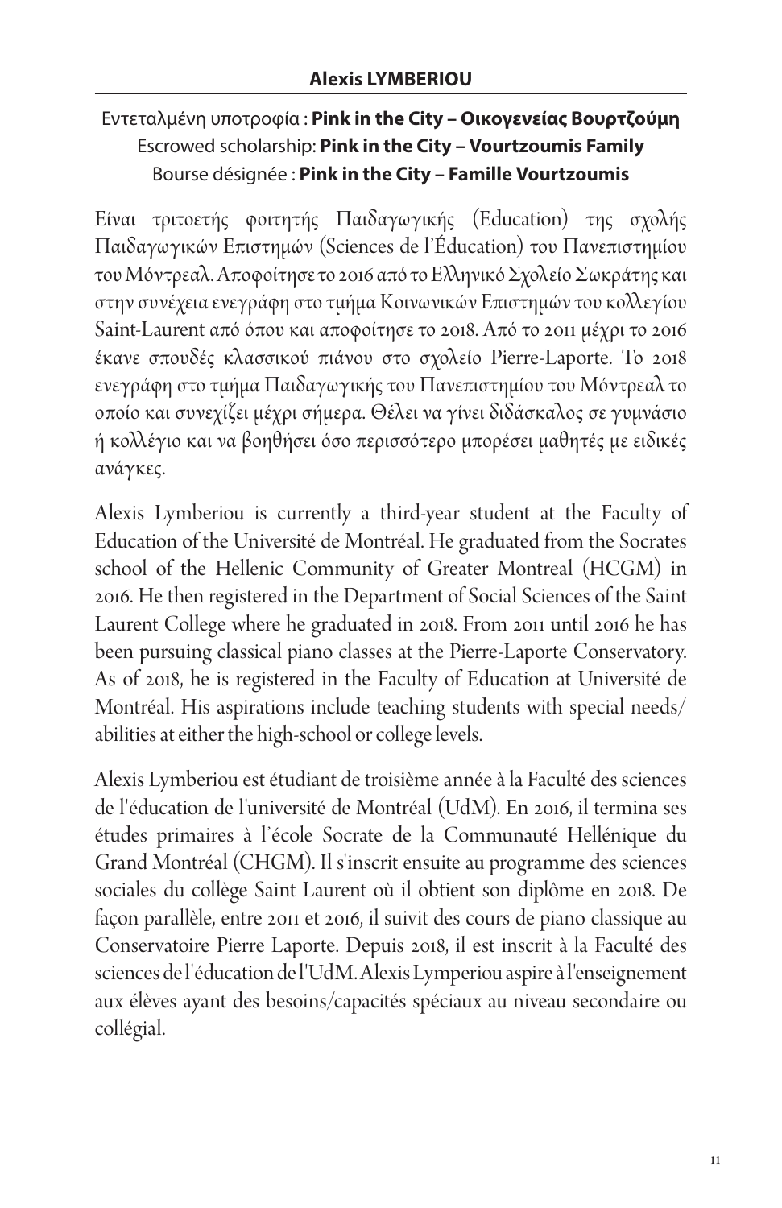## Alexis LYMBERIOU

Εντεταλμένη υποτροφία : **Pink in the City – Οικογενείας Βουρτζούμη**
Escrowed scholarship: **Pink in the City – Vourtzoumis Family**
Bourse désignée : **Pink in the City – Famille Vourtzoumis**

Είναι τριτοετής φοιτητής Παιδαγωγικής (Education) της σχολής Παιδαγωγικών Επιστημών (Sciences de l'Éducation) του Πανεπιστημίου του Μόντρεαλ. Αποφοίτησε το 2016 από το Ελληνικό Σχολείο Σωκράτης και στην συνέχεια ενεγράφη στο τμήμα Κοινωνικών Επιστημών του κολλεγίου Saint-Laurent από όπου και αποφοίτησε το 2018. Από το 2011 μέχρι το 2016 έκανε σπουδές κλασσικού πιάνου στο σχολείο Pierre-Laporte. Το 2018 ενεγράφη στο τμήμα Παιδαγωγικής του Πανεπιστημίου του Μόντρεαλ το οποίο και συνεχίζει μέχρι σήμερα. Θέλει να γίνει διδάσκαλος σε γυμνάσιο ή κολλέγιο και να βοηθήσει όσο περισσότερο μπορέσει μαθητές με ειδικές ανάγκες.

Alexis Lymberiou is currently a third-year student at the Faculty of Education of the Université de Montréal. He graduated from the Socrates school of the Hellenic Community of Greater Montreal (HCGM) in 2016. He then registered in the Department of Social Sciences of the Saint Laurent College where he graduated in 2018. From 2011 until 2016 he has been pursuing classical piano classes at the Pierre-Laporte Conservatory. As of 2018, he is registered in the Faculty of Education at Université de Montréal. His aspirations include teaching students with special needs/abilities at either the high-school or college levels.

Alexis Lymberiou est étudiant de troisième année à la Faculté des sciences de l'éducation de l'université de Montréal (UdM). En 2016, il termina ses études primaires à l'école Socrate de la Communauté Hellénique du Grand Montréal (CHGM). Il s'inscrit ensuite au programme des sciences sociales du collège Saint Laurent où il obtient son diplôme en 2018. De façon parallèle, entre 2011 et 2016, il suivit des cours de piano classique au Conservatoire Pierre Laporte. Depuis 2018, il est inscrit à la Faculté des sciences de l'éducation de l'UdM. Alexis Lymperiou aspire à l'enseignement aux élèves ayant des besoins/capacités spéciaux au niveau secondaire ou collégial.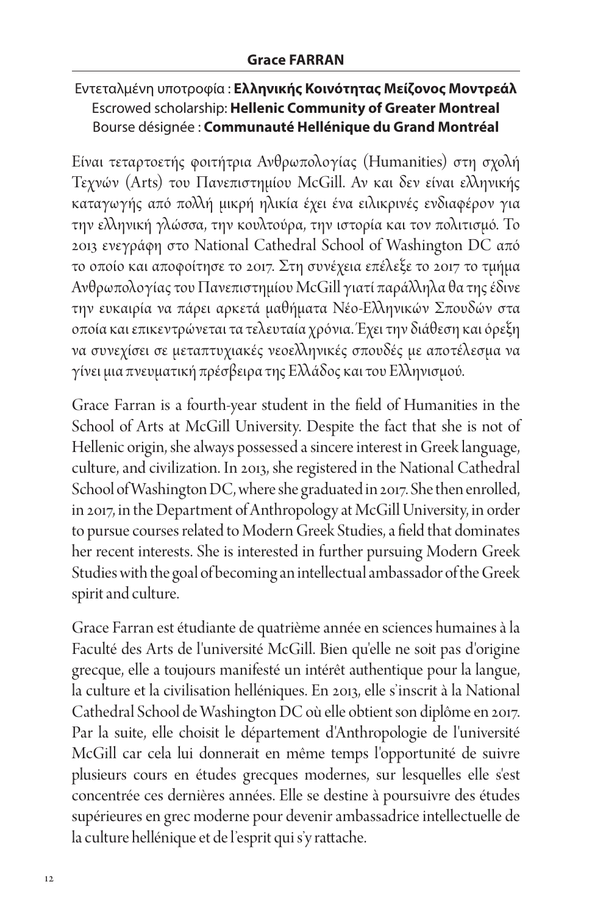## Grace FARRAN

Εντεταλμένη υποτροφία : **Ελληνικής Κοινότητας Μείζονος Μοντρεάλ**
Escrowed scholarship: **Hellenic Community of Greater Montreal**
Bourse désignée : **Communauté Hellénique du Grand Montréal**

Είναι τεταρτοετής φοιτήτρια Ανθρωπολογίας (Humanities) στη σχολή Τεχνών (Arts) του Πανεπιστημίου McGill. Αν και δεν είναι ελληνικής καταγωγής από πολλή μικρή ηλικία έχει ένα ειλικρινές ενδιαφέρον για την ελληνική γλώσσα, την κουλτούρα, την ιστορία και τον πολιτισμό. Το 2013 ενεγράφη στο National Cathedral School of Washington DC από το οποίο και αποφοίτησε το 2017. Στη συνέχεια επέλεξε το 2017 το τμήμα Ανθρωπολογίας του Πανεπιστημίου McGill γιατί παράλληλα θα της έδινε την ευκαιρία να πάρει αρκετά μαθήματα Νέο-Ελληνικών Σπουδών στα οποία και επικεντρώνεται τα τελευταία χρόνια. Έχει την διάθεση και όρεξη να συνεχίσει σε μεταπτυχιακές νεοελληνικές σπουδές με αποτέλεσμα να γίνει μια πνευματική πρέσβειρα της Ελλάδος και του Ελληνισμού.

Grace Farran is a fourth-year student in the field of Humanities in the School of Arts at McGill University. Despite the fact that she is not of Hellenic origin, she always possessed a sincere interest in Greek language, culture, and civilization. In 2013, she registered in the National Cathedral School of Washington DC, where she graduated in 2017. She then enrolled, in 2017, in the Department of Anthropology at McGill University, in order to pursue courses related to Modern Greek Studies, a field that dominates her recent interests. She is interested in further pursuing Modern Greek Studies with the goal of becoming an intellectual ambassador of the Greek spirit and culture.

Grace Farran est étudiante de quatrième année en sciences humaines à la Faculté des Arts de l'université McGill. Bien qu'elle ne soit pas d'origine grecque, elle a toujours manifesté un intérêt authentique pour la langue, la culture et la civilisation helléniques. En 2013, elle s'inscrit à la National Cathedral School de Washington DC où elle obtient son diplôme en 2017. Par la suite, elle choisit le département d'Anthropologie de l'université McGill car cela lui donnerait en même temps l'opportunité de suivre plusieurs cours en études grecques modernes, sur lesquelles elle s'est concentrée ces dernières années. Elle se destine à poursuivre des études supérieures en grec moderne pour devenir ambassadrice intellectuelle de la culture hellénique et de l'esprit qui s'y rattache.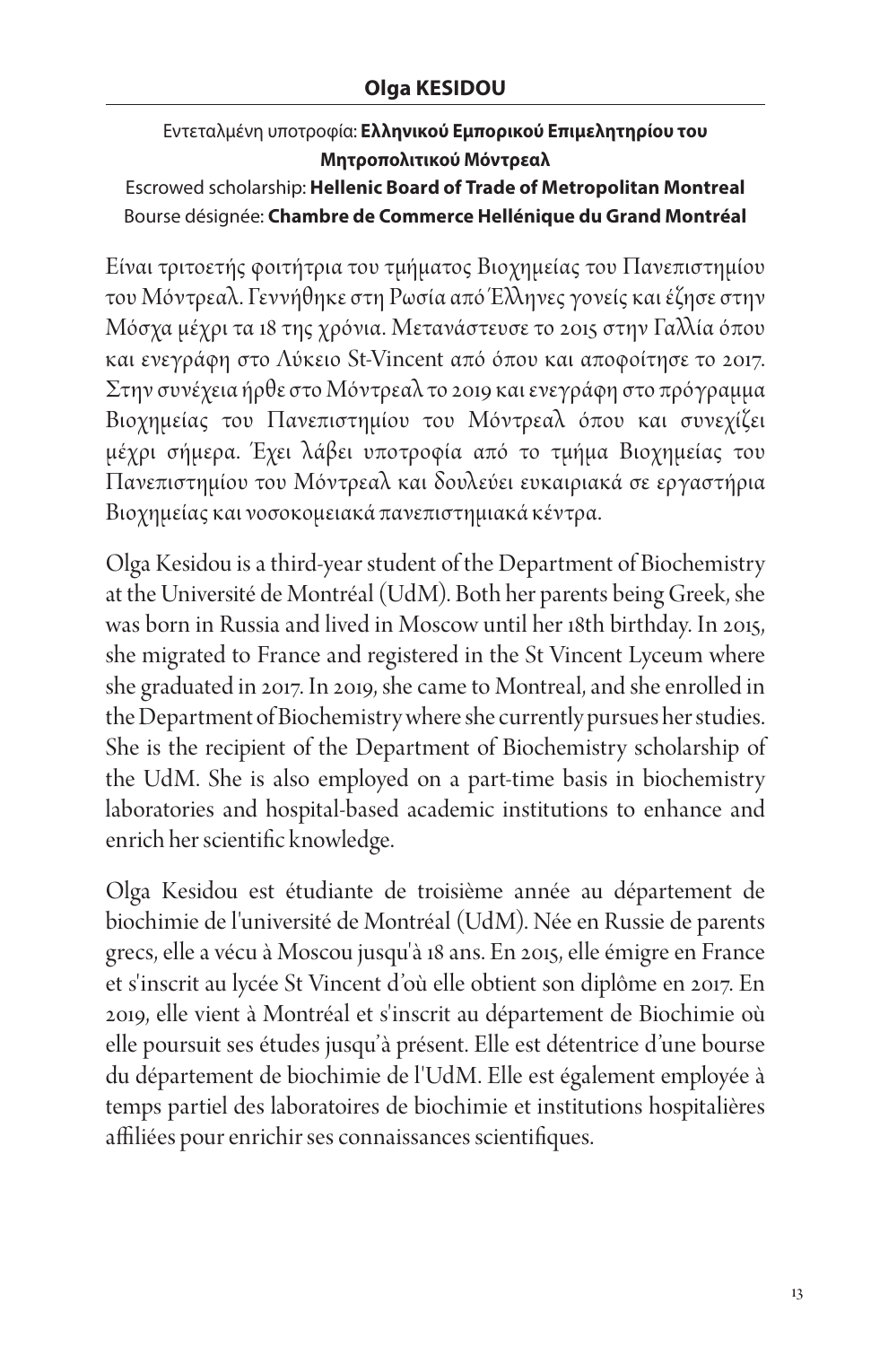## Olga KESIDOU

Εντεταλμένη υποτροφία: **Ελληνικού Εμπορικού Επιμελητηρίου του Μητροπολιτικού Μόντρεαλ**
Escrowed scholarship: **Hellenic Board of Trade of Metropolitan Montreal**
Bourse désignée: **Chambre de Commerce Hellénique du Grand Montréal**

Είναι τριτοετής φοιτήτρια του τμήματος Βιοχημείας του Πανεπιστημίου του Μόντρεαλ. Γεννήθηκε στη Ρωσία από Έλληνες γονείς και έζησε στην Μόσχα μέχρι τα 18 της χρόνια. Μετανάστευσε το 2015 στην Γαλλία όπου και ενεγράφη στο Λύκειο St-Vincent από όπου και αποφοίτησε το 2017. Στην συνέχεια ήρθε στο Μόντρεαλ το 2019 και ενεγράφη στο πρόγραμμα Βιοχημείας του Πανεπιστημίου του Μόντρεαλ όπου και συνεχίζει μέχρι σήμερα. Έχει λάβει υποτροφία από το τμήμα Βιοχημείας του Πανεπιστημίου του Μόντρεαλ και δουλεύει ευκαιριακά σε εργαστήρια Βιοχημείας και νοσοκομειακά πανεπιστημιακά κέντρα.

Olga Kesidou is a third-year student of the Department of Biochemistry at the Université de Montréal (UdM). Both her parents being Greek, she was born in Russia and lived in Moscow until her 18th birthday. In 2015, she migrated to France and registered in the St Vincent Lyceum where she graduated in 2017. In 2019, she came to Montreal, and she enrolled in the Department of Biochemistry where she currently pursues her studies. She is the recipient of the Department of Biochemistry scholarship of the UdM. She is also employed on a part-time basis in biochemistry laboratories and hospital-based academic institutions to enhance and enrich her scientific knowledge.

Olga Kesidou est étudiante de troisième année au département de biochimie de l'université de Montréal (UdM). Née en Russie de parents grecs, elle a vécu à Moscou jusqu'à 18 ans. En 2015, elle émigre en France et s'inscrit au lycée St Vincent d'où elle obtient son diplôme en 2017. En 2019, elle vient à Montréal et s'inscrit au département de Biochimie où elle poursuit ses études jusqu'à présent. Elle est détentrice d'une bourse du département de biochimie de l'UdM. Elle est également employée à temps partiel des laboratoires de biochimie et institutions hospitalières affiliées pour enrichir ses connaissances scientifiques.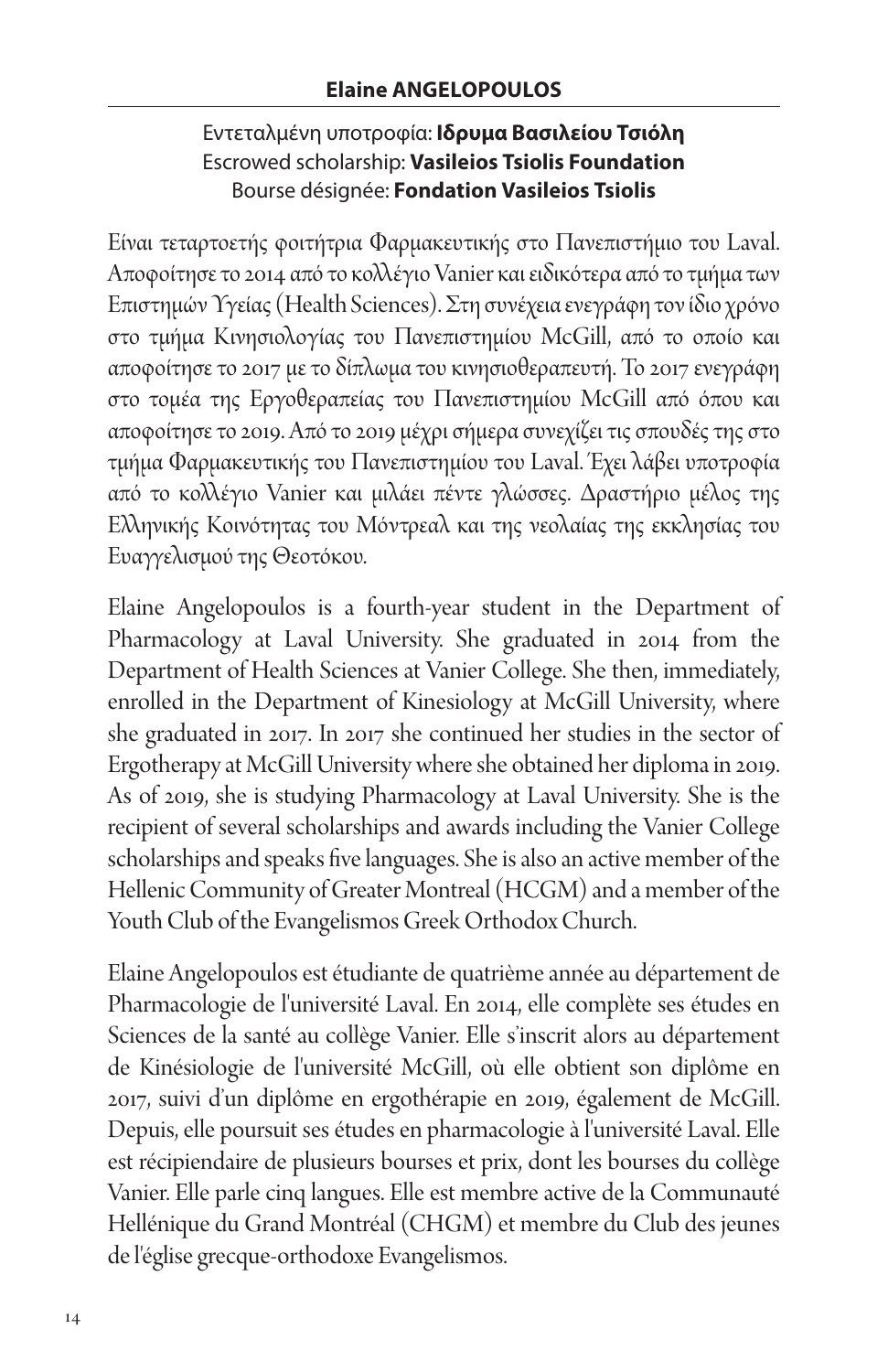## Elaine ANGELOPOULOS

Εντεταλμένη υποτροφία: **Ιδρυμα Βασιλείου Τσιόλη**
Escrowed scholarship: **Vasileios Tsiolis Foundation**
Bourse désignée: **Fondation Vasileios Tsiolis**

Είναι τεταρτοετής φοιτήτρια Φαρμακευτικής στο Πανεπιστήμιο του Laval. Αποφοίτησε το 2014 από το κολλέγιο Vanier και ειδικότερα από το τμήμα των Επιστημών Υγείας (Health Sciences). Στη συνέχεια ενεγράφη τον ίδιο χρόνο στο τμήμα Κινησιολογίας του Πανεπιστημίου McGill, από το οποίο και αποφοίτησε το 2017 με το δίπλωμα του κινησιοθεραπευτή. Το 2017 ενεγράφη στο τομέα της Εργοθεραπείας του Πανεπιστημίου McGill από όπου και αποφοίτησε το 2019. Από το 2019 μέχρι σήμερα συνεχίζει τις σπουδές της στο τμήμα Φαρμακευτικής του Πανεπιστημίου του Laval. Έχει λάβει υποτροφία από το κολλέγιο Vanier και μιλάει πέντε γλώσσες. Δραστήριο μέλος της Ελληνικής Κοινότητας του Μόντρεαλ και της νεολαίας της εκκλησίας του Ευαγγελισμού της Θεοτόκου.

Elaine Angelopoulos is a fourth-year student in the Department of Pharmacology at Laval University. She graduated in 2014 from the Department of Health Sciences at Vanier College. She then, immediately, enrolled in the Department of Kinesiology at McGill University, where she graduated in 2017. In 2017 she continued her studies in the sector of Ergotherapy at McGill University where she obtained her diploma in 2019. As of 2019, she is studying Pharmacology at Laval University. She is the recipient of several scholarships and awards including the Vanier College scholarships and speaks five languages. She is also an active member of the Hellenic Community of Greater Montreal (HCGM) and a member of the Youth Club of the Evangelismos Greek Orthodox Church.

Elaine Angelopoulos est étudiante de quatrième année au département de Pharmacologie de l'université Laval. En 2014, elle complète ses études en Sciences de la santé au collège Vanier. Elle s'inscrit alors au département de Kinésiologie de l'université McGill, où elle obtient son diplôme en 2017, suivi d'un diplôme en ergothérapie en 2019, également de McGill. Depuis, elle poursuit ses études en pharmacologie à l'université Laval. Elle est récipiendaire de plusieurs bourses et prix, dont les bourses du collège Vanier. Elle parle cinq langues. Elle est membre active de la Communauté Hellénique du Grand Montréal (CHGM) et membre du Club des jeunes de l'église grecque-orthodoxe Evangelismos.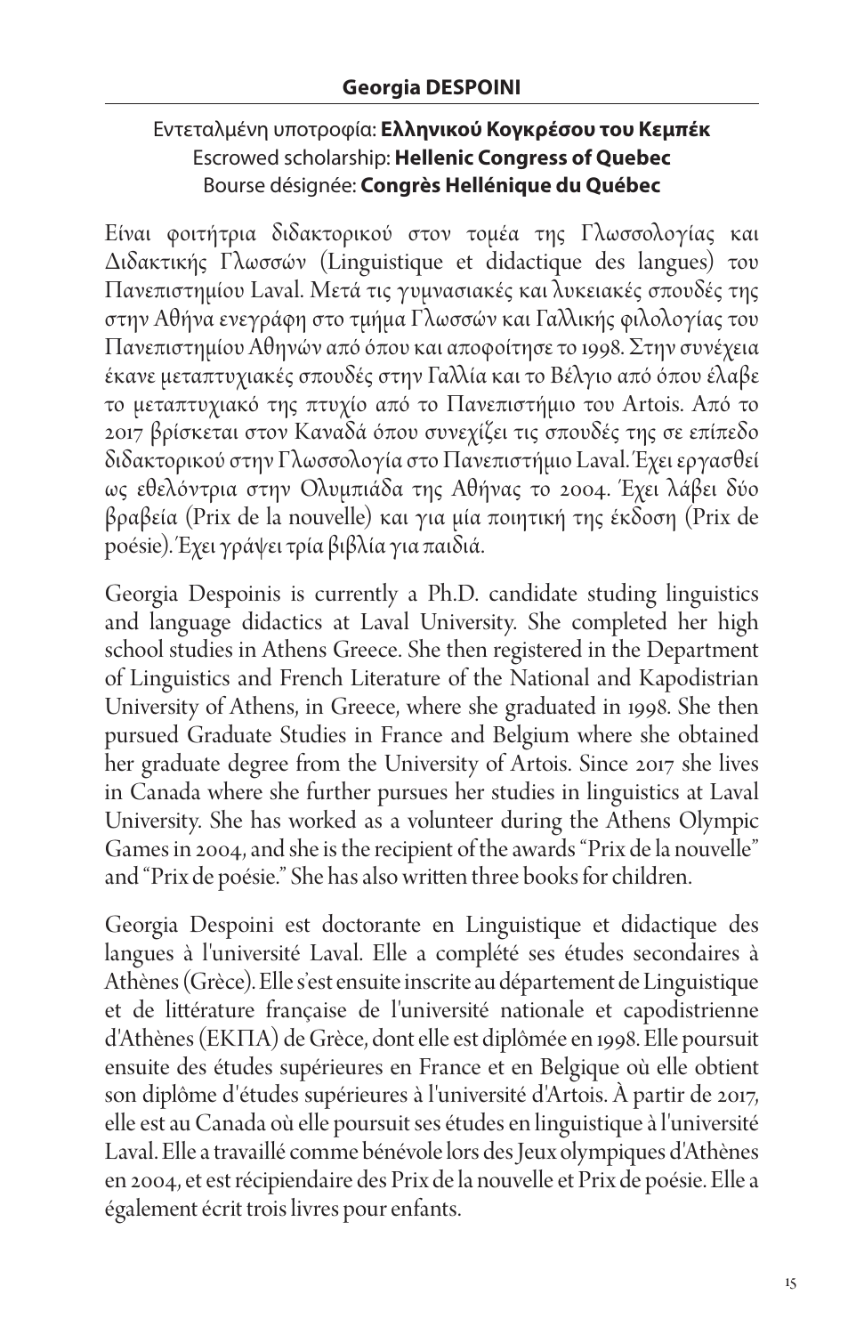## Georgia DESPOINI

Εντεταλμένη υποτροφία: **Ελληνικού Κογκρέσου του Κεμπέκ**
Escrowed scholarship: **Hellenic Congress of Quebec**
Bourse désignée: **Congrès Hellénique du Québec**

Είναι φοιτήτρια διδακτορικού στον τομέα της Γλωσσολογίας και Διδακτικής Γλωσσών (Linguistique et didactique des langues) του Πανεπιστημίου Laval. Μετά τις γυμνασιακές και λυκειακές σπουδές της στην Αθήνα ενεγράφη στο τμήμα Γλωσσών και Γαλλικής φιλολογίας του Πανεπιστημίου Αθηνών από όπου και αποφοίτησε το 1998. Στην συνέχεια έκανε μεταπτυχιακές σπουδές στην Γαλλία και το Βέλγιο από όπου έλαβε το μεταπτυχιακό της πτυχίο από το Πανεπιστήμιο του Artois. Από το 2017 βρίσκεται στον Καναδά όπου συνεχίζει τις σπουδές της σε επίπεδο διδακτορικού στην Γλωσσολογία στο Πανεπιστήμιο Laval. Έχει εργασθεί ως εθελόντρια στην Ολυμπιάδα της Αθήνας το 2004. Έχει λάβει δύο βραβεία (Prix de la nouvelle) και για μία ποιητική της έκδοση (Prix de poésie). Έχει γράψει τρία βιβλία για παιδιά.

Georgia Despoinis is currently a Ph.D. candidate studing linguistics and language didactics at Laval University. She completed her high school studies in Athens Greece. She then registered in the Department of Linguistics and French Literature of the National and Kapodistrian University of Athens, in Greece, where she graduated in 1998. She then pursued Graduate Studies in France and Belgium where she obtained her graduate degree from the University of Artois. Since 2017 she lives in Canada where she further pursues her studies in linguistics at Laval University. She has worked as a volunteer during the Athens Olympic Games in 2004, and she is the recipient of the awards "Prix de la nouvelle" and "Prix de poésie." She has also written three books for children.

Georgia Despoini est doctorante en Linguistique et didactique des langues à l'université Laval. Elle a complété ses études secondaires à Athènes (Grèce). Elle s'est ensuite inscrite au département de Linguistique et de littérature française de l'université nationale et capodistrienne d'Athènes (ΕΚΠΑ) de Grèce, dont elle est diplômée en 1998. Elle poursuit ensuite des études supérieures en France et en Belgique où elle obtient son diplôme d'études supérieures à l'université d'Artois. À partir de 2017, elle est au Canada où elle poursuit ses études en linguistique à l'université Laval. Elle a travaillé comme bénévole lors des Jeux olympiques d'Athènes en 2004, et est récipiendaire des Prix de la nouvelle et Prix de poésie. Elle a également écrit trois livres pour enfants.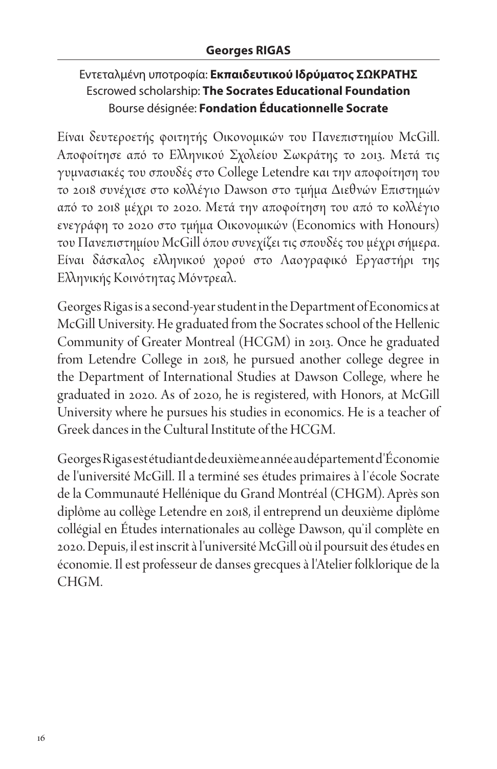## Georges RIGAS

Εντεταλμένη υποτροφία: **Εκπαιδευτικού Ιδρύματος ΣΩΚΡΑΤΗΣ**
Escrowed scholarship: **The Socrates Educational Foundation**
Bourse désignée: **Fondation Éducationnelle Socrate**

Είναι δευτεροετής φοιτητής Οικονομικών του Πανεπιστημίου McGill. Αποφοίτησε από το Ελληνικού Σχολείου Σωκράτης το 2013. Μετά τις γυμνασιακές του σπουδές στο College Letendre και την αποφοίτηση του το 2018 συνέχισε στο κολλέγιο Dawson στο τμήμα Διεθνών Επιστημών από το 2018 μέχρι το 2020. Μετά την αποφοίτηση του από το κολλέγιο ενεγράφη το 2020 στο τμήμα Οικονομικών (Economics with Honours) του Πανεπιστημίου McGill όπου συνεχίζει τις σπουδές του μέχρι σήμερα. Είναι δάσκαλος ελληνικού χορού στο Λαογραφικό Εργαστήρι της Ελληνικής Κοινότητας Μόντρεαλ.

Georges Rigas is a second-year student in the Department of Economics at McGill University. He graduated from the Socrates school of the Hellenic Community of Greater Montreal (HCGM) in 2013. Once he graduated from Letendre College in 2018, he pursued another college degree in the Department of International Studies at Dawson College, where he graduated in 2020. As of 2020, he is registered, with Honors, at McGill University where he pursues his studies in economics. He is a teacher of Greek dances in the Cultural Institute of the HCGM.

Georges Rigas est étudiant de deuxième année au département d'Économie de l'université McGill. Il a terminé ses études primaires à l'école Socrate de la Communauté Hellénique du Grand Montréal (CHGM). Après son diplôme au collège Letendre en 2018, il entreprend un deuxième diplôme collégial en Études internationales au collège Dawson, qu'il complète en 2020. Depuis, il est inscrit à l'université McGill où il poursuit des études en économie. Il est professeur de danses grecques à l'Atelier folklorique de la CHGM.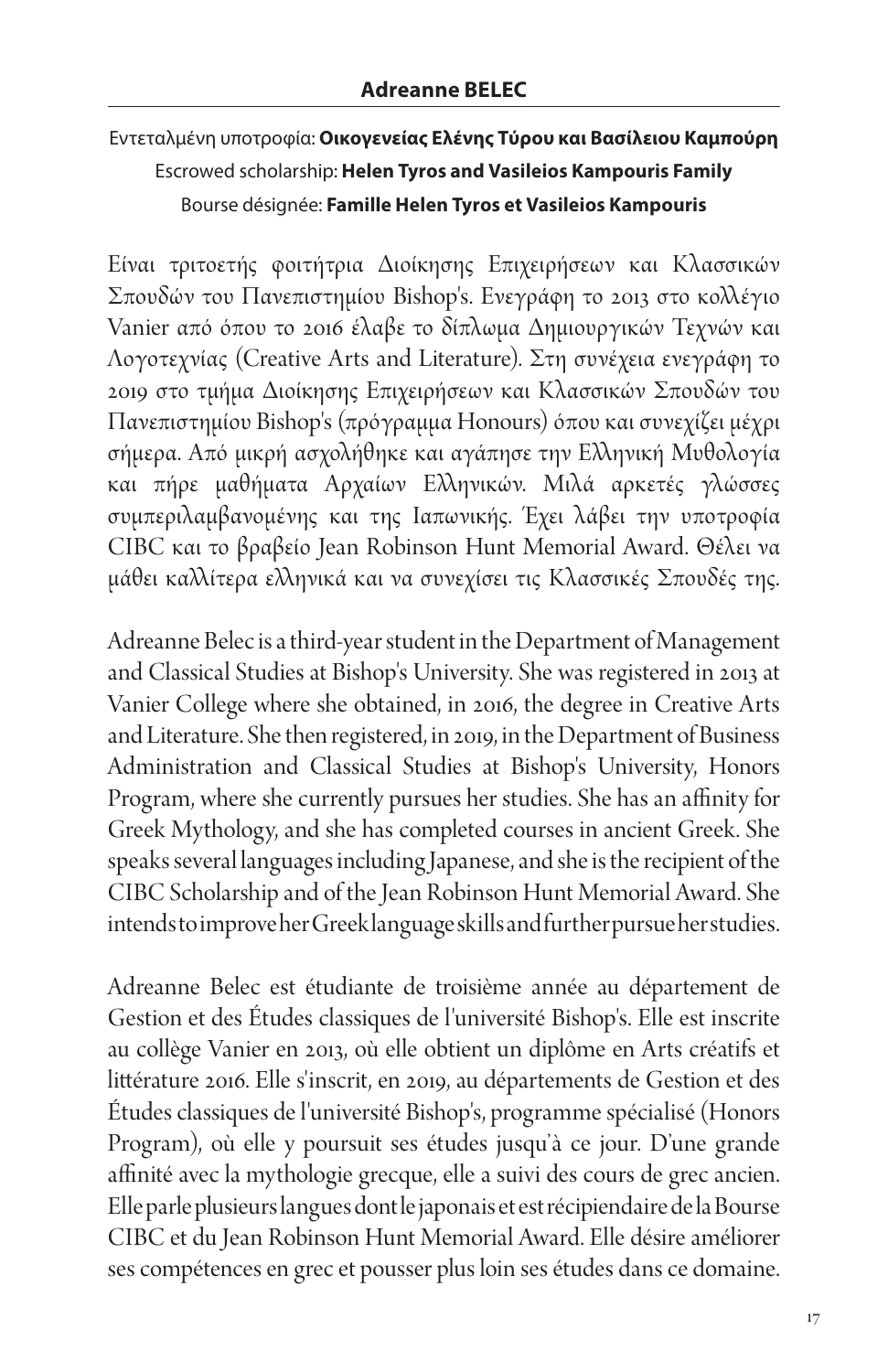## Adreanne BELEC

Εντεταλμένη υποτροφία: **Οικογενείας Ελένης Τύρου και Βασίλειου Καμπούρη**
Escrowed scholarship: **Helen Tyros and Vasileios Kampouris Family**
Bourse désignée: **Famille Helen Tyros et Vasileios Kampouris**

Είναι τριτοετής φοιτήτρια Διοίκησης Επιχειρήσεων και Κλασσικών Σπουδών του Πανεπιστημίου Bishop's. Ενεγράφη το 2013 στο κολλέγιο Vanier από όπου το 2016 έλαβε το δίπλωμα Δημιουργικών Τεχνών και Λογοτεχνίας (Creative Arts and Literature). Στη συνέχεια ενεγράφη το 2019 στο τμήμα Διοίκησης Επιχειρήσεων και Κλασσικών Σπουδών του Πανεπιστημίου Bishop's (πρόγραμμα Honours) όπου και συνεχίζει μέχρι σήμερα. Από μικρή ασχολήθηκε και αγάπησε την Ελληνική Μυθολογία και πήρε μαθήματα Αρχαίων Ελληνικών. Μιλά αρκετές γλώσσες συμπεριλαμβανομένης και της Ιαπωνικής. Έχει λάβει την υποτροφία CIBC και το βραβείο Jean Robinson Hunt Memorial Award. Θέλει να μάθει καλλίτερα ελληνικά και να συνεχίσει τις Κλασσικές Σπουδές της.

Adreanne Belec is a third-year student in the Department of Management and Classical Studies at Bishop's University. She was registered in 2013 at Vanier College where she obtained, in 2016, the degree in Creative Arts and Literature. She then registered, in 2019, in the Department of Business Administration and Classical Studies at Bishop's University, Honors Program, where she currently pursues her studies. She has an affinity for Greek Mythology, and she has completed courses in ancient Greek. She speaks several languages including Japanese, and she is the recipient of the CIBC Scholarship and of the Jean Robinson Hunt Memorial Award. She intends to improve her Greek language skills and further pursue her studies.

Adreanne Belec est étudiante de troisième année au département de Gestion et des Études classiques de l'université Bishop's. Elle est inscrite au collège Vanier en 2013, où elle obtient un diplôme en Arts créatifs et littérature 2016. Elle s'inscrit, en 2019, au départements de Gestion et des Études classiques de l'université Bishop's, programme spécialisé (Honors Program), où elle y poursuit ses études jusqu'à ce jour. D'une grande affinité avec la mythologie grecque, elle a suivi des cours de grec ancien. Elle parle plusieurs langues dont le japonais et est récipiendaire de la Bourse CIBC et du Jean Robinson Hunt Memorial Award. Elle désire améliorer ses compétences en grec et pousser plus loin ses études dans ce domaine.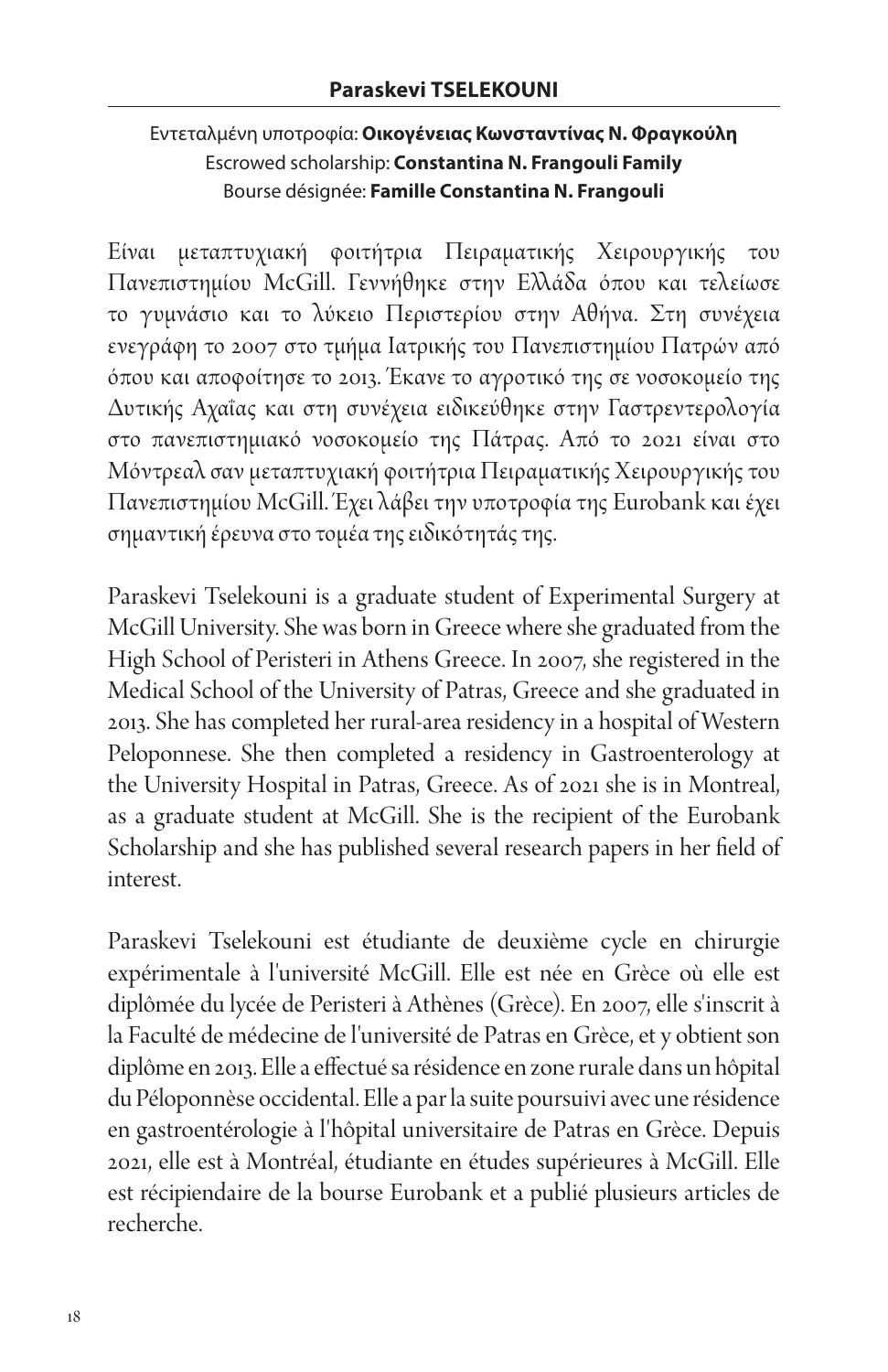## Paraskevi TSELEKOUNI

Εντεταλμένη υποτροφία: **Οικογένειας Κωνσταντίνας Ν. Φραγκούλη**
Escrowed scholarship: **Constantina N. Frangouli Family**
Bourse désignée: **Famille Constantina N. Frangouli**

Είναι μεταπτυχιακή φοιτήτρια Πειραματικής Χειρουργικής του Πανεπιστημίου McGill. Γεννήθηκε στην Ελλάδα όπου και τελείωσε το γυμνάσιο και το λύκειο Περιστερίου στην Αθήνα. Στη συνέχεια ενεγράφη το 2007 στο τμήμα Ιατρικής του Πανεπιστημίου Πατρών από όπου και αποφοίτησε το 2013. Έκανε το αγροτικό της σε νοσοκομείο της Δυτικής Αχαΐας και στη συνέχεια ειδικεύθηκε στην Γαστρεντερολογία στο πανεπιστημιακό νοσοκομείο της Πάτρας. Από το 2021 είναι στο Μόντρεαλ σαν μεταπτυχιακή φοιτήτρια Πειραματικής Χειρουργικής του Πανεπιστημίου McGill. Έχει λάβει την υποτροφία της Eurobank και έχει σημαντική έρευνα στο τομέα της ειδικότητάς της.

Paraskevi Tselekouni is a graduate student of Experimental Surgery at McGill University. She was born in Greece where she graduated from the High School of Peristeri in Athens Greece. In 2007, she registered in the Medical School of the University of Patras, Greece and she graduated in 2013. She has completed her rural-area residency in a hospital of Western Peloponnese. She then completed a residency in Gastroenterology at the University Hospital in Patras, Greece. As of 2021 she is in Montreal, as a graduate student at McGill. She is the recipient of the Eurobank Scholarship and she has published several research papers in her field of interest.

Paraskevi Tselekouni est étudiante de deuxième cycle en chirurgie expérimentale à l'université McGill. Elle est née en Grèce où elle est diplômée du lycée de Peristeri à Athènes (Grèce). En 2007, elle s'inscrit à la Faculté de médecine de l'université de Patras en Grèce, et y obtient son diplôme en 2013. Elle a effectué sa résidence en zone rurale dans un hôpital du Péloponnèse occidental. Elle a par la suite poursuivi avec une résidence en gastroentérologie à l'hôpital universitaire de Patras en Grèce. Depuis 2021, elle est à Montréal, étudiante en études supérieures à McGill. Elle est récipiendaire de la bourse Eurobank et a publié plusieurs articles de recherche.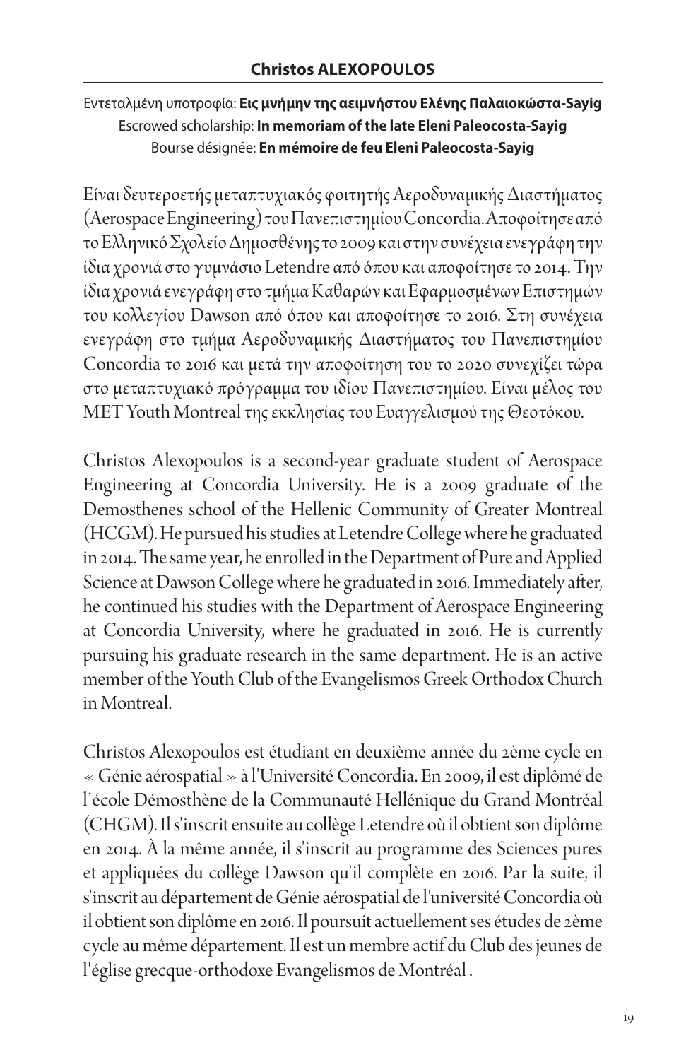## Christos ALEXOPOULOS

Εντεταλμένη υποτροφία: **Εις μνήμην της αειμνήστου Ελένης Παλαιοκώστα-Sayig**
Escrowed scholarship: **In memoriam of the late Eleni Paleocosta-Sayig**
Bourse désignée: **En mémoire de feu Eleni Paleocosta-Sayig**

Είναι δευτεροετής μεταπτυχιακός φοιτητής Αεροδυναμικής Διαστήματος (Aerospace Engineering) του Πανεπιστημίου Concordia. Αποφοίτησε από το Ελληνικό Σχολείο Δημοσθένης το 2009 και στην συνέχεια ενεγράφη την ίδια χρονιά στο γυμνάσιο Letendre από όπου και αποφοίτησε το 2014. Την ίδια χρονιά ενεγράφη στο τμήμα Καθαρών και Εφαρμοσμένων Επιστημών του κολλεγίου Dawson από όπου και αποφοίτησε το 2016. Στη συνέχεια ενεγράφη στο τμήμα Αεροδυναμικής Διαστήματος του Πανεπιστημίου Concordia το 2016 και μετά την αποφοίτηση του το 2020 συνεχίζει τώρα στο μεταπτυχιακό πρόγραμμα του ιδίου Πανεπιστημίου. Είναι μέλος του MET Youth Montreal της εκκλησίας του Ευαγγελισμού της Θεοτόκου.

Christos Alexopoulos is a second-year graduate student of Aerospace Engineering at Concordia University. He is a 2009 graduate of the Demosthenes school of the Hellenic Community of Greater Montreal (HCGM). He pursued his studies at Letendre College where he graduated in 2014. The same year, he enrolled in the Department of Pure and Applied Science at Dawson College where he graduated in 2016. Immediately after, he continued his studies with the Department of Aerospace Engineering at Concordia University, where he graduated in 2016. He is currently pursuing his graduate research in the same department. He is an active member of the Youth Club of the Evangelismos Greek Orthodox Church in Montreal.

Christos Alexopoulos est étudiant en deuxième année du 2ème cycle en « Génie aérospatial » à l'Université Concordia. En 2009, il est diplômé de l'école Démosthène de la Communauté Hellénique du Grand Montréal (CHGM). Il s'inscrit ensuite au collège Letendre où il obtient son diplôme en 2014. À la même année, il s'inscrit au programme des Sciences pures et appliquées du collège Dawson qu'il complète en 2016. Par la suite, il s'inscrit au département de Génie aérospatial de l'université Concordia où il obtient son diplôme en 2016. Il poursuit actuellement ses études de 2ème cycle au même département. Il est un membre actif du Club des jeunes de l'église grecque-orthodoxe Evangelismos de Montréal .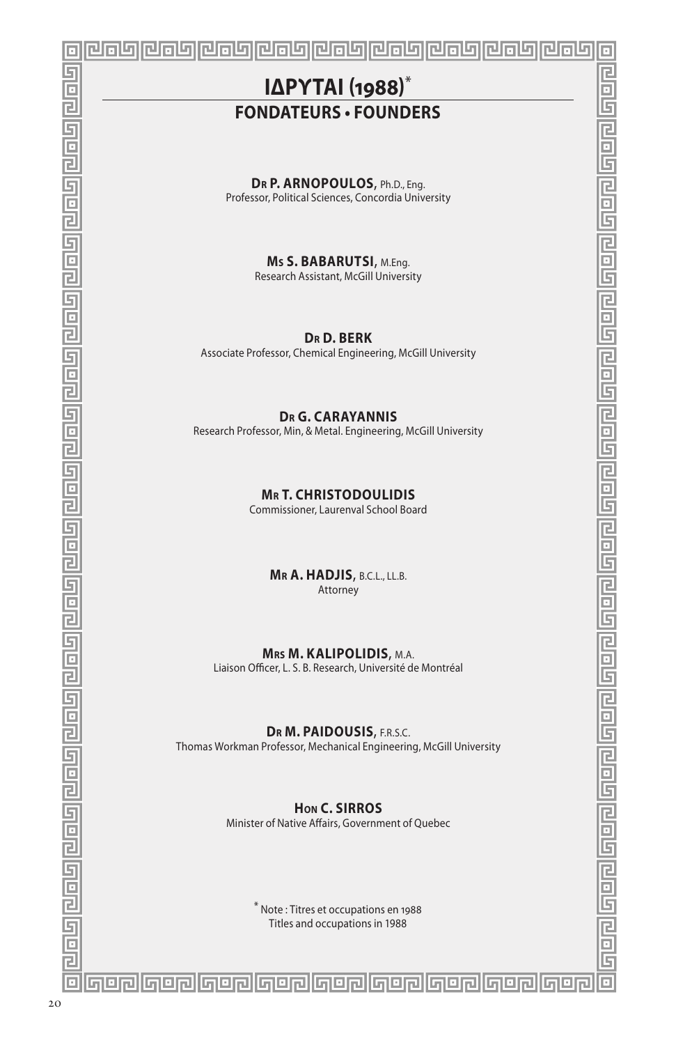# ΙΔΡΥΤΑΙ (1988)*

## FONDATEURS • FOUNDERS

**Dr P. ARNOPOULOS,** Ph.D., Eng.
Professor, Political Sciences, Concordia University

**Ms S. BABARUTSI,** M.Eng.
Research Assistant, McGill University

**Dr D. BERK**
Associate Professor, Chemical Engineering, McGill University

**Dr G. CARAYANNIS**
Research Professor, Min, & Metal. Engineering, McGill University

**Mr T. CHRISTODOULIDIS**
Commissioner, Laurenval School Board

**Mr A. HADJIS,** B.C.L., LL.B.
Attorney

**Mrs M. KALIPOLIDIS,** M.A.
Liaison Officer, L. S. B. Research, Université de Montréal

**Dr M. PAIDOUSIS,** F.R.S.C.
Thomas Workman Professor, Mechanical Engineering, McGill University

**Hon C. SIRROS**
Minister of Native Affairs, Government of Quebec

* Note : Titres et occupations en 1988
Titles and occupations in 1988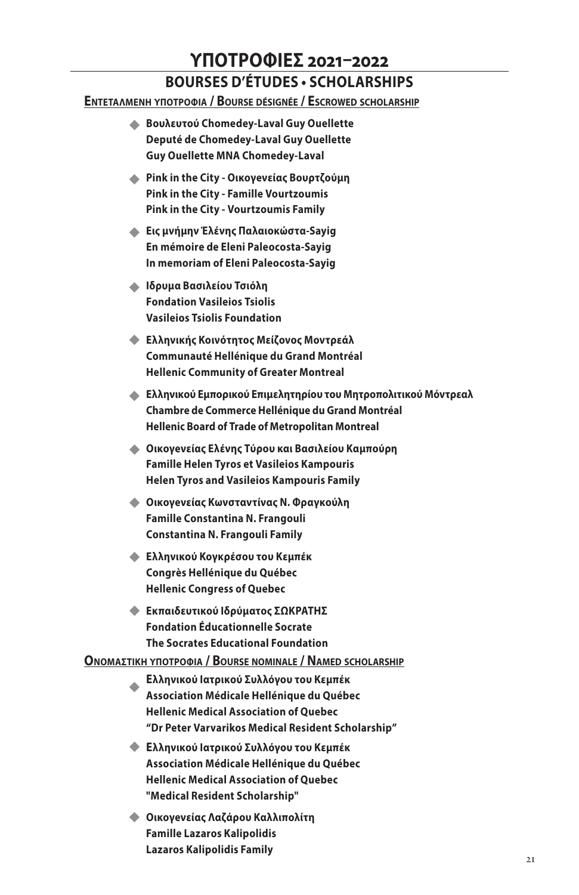# ΥΠΟΤΡΟΦΙΕΣ 2021–2022

## BOURSES D'ÉTUDES • SCHOLARSHIPS

### Εντεταλμενη υποτροφια / Bourse désignée / Escrowed scholarship

- **Βουλευτού Chomedey-Laval Guy Ouellette**
  **Deputé de Chomedey-Laval Guy Ouellette**
  **Guy Ouellette MNA Chomedey-Laval**
- **Pink in the City - Οικογενείας Βουρτζούμη**
  **Pink in the City - Famille Vourtzoumis**
  **Pink in the City - Vourtzoumis Family**
- **Εις μνήμην Έλένης Παλαιοκώστα-Sayig**
  **En mémoire de Eleni Paleocosta-Sayig**
  **In memoriam of Eleni Paleocosta-Sayig**
- **Ιδρυμα Βασιλείου Τσιόλη**
  **Fondation Vasileios Tsiolis**
  **Vasileios Tsiolis Foundation**
- **Ελληνικής Κοινότητος Μείζονος Μοντρεάλ**
  **Communauté Hellénique du Grand Montréal**
  **Hellenic Community of Greater Montreal**
- **Ελληνικού Εμπορικού Επιμελητηρίου του Μητροπολιτικού Μόντρεαλ**
  **Chambre de Commerce Hellénique du Grand Montréal**
  **Hellenic Board of Trade of Metropolitan Montreal**
- **Οικογενείας Ελένης Τύρου και Βασιλείου Καμπούρη**
  **Famille Helen Tyros et Vasileios Kampouris**
  **Helen Tyros and Vasileios Kampouris Family**
- **Οικογενείας Κωνσταντίνας Ν. Φραγκούλη**
  **Famille Constantina N. Frangouli**
  **Constantina N. Frangouli Family**
- **Ελληνικού Κογκρέσου του Κεμπέκ**
  **Congrès Hellénique du Québec**
  **Hellenic Congress of Quebec**
- **Εκπαιδευτικού Ιδρύματος ΣΩΚΡΑΤΗΣ**
  **Fondation Éducationnelle Socrate**
  **The Socrates Educational Foundation**

### Ονομαστικη υποτροφια / Bourse nominale / Named scholarship

- **Ελληνικού Ιατρικού Συλλόγου του Κεμπέκ**
  **Association Médicale Hellénique du Québec**
  **Hellenic Medical Association of Quebec**
  **"Dr Peter Varvarikos Medical Resident Scholarship"**
- **Ελληνικού Ιατρικού Συλλόγου του Κεμπέκ**
  **Association Médicale Hellénique du Québec**
  **Hellenic Medical Association of Quebec**
  **"Medical Resident Scholarship"**
- **Οικογενείας Λαζάρου Καλλιπολίτη**
  **Famille Lazaros Kalipolidis**
  **Lazaros Kalipolidis Family**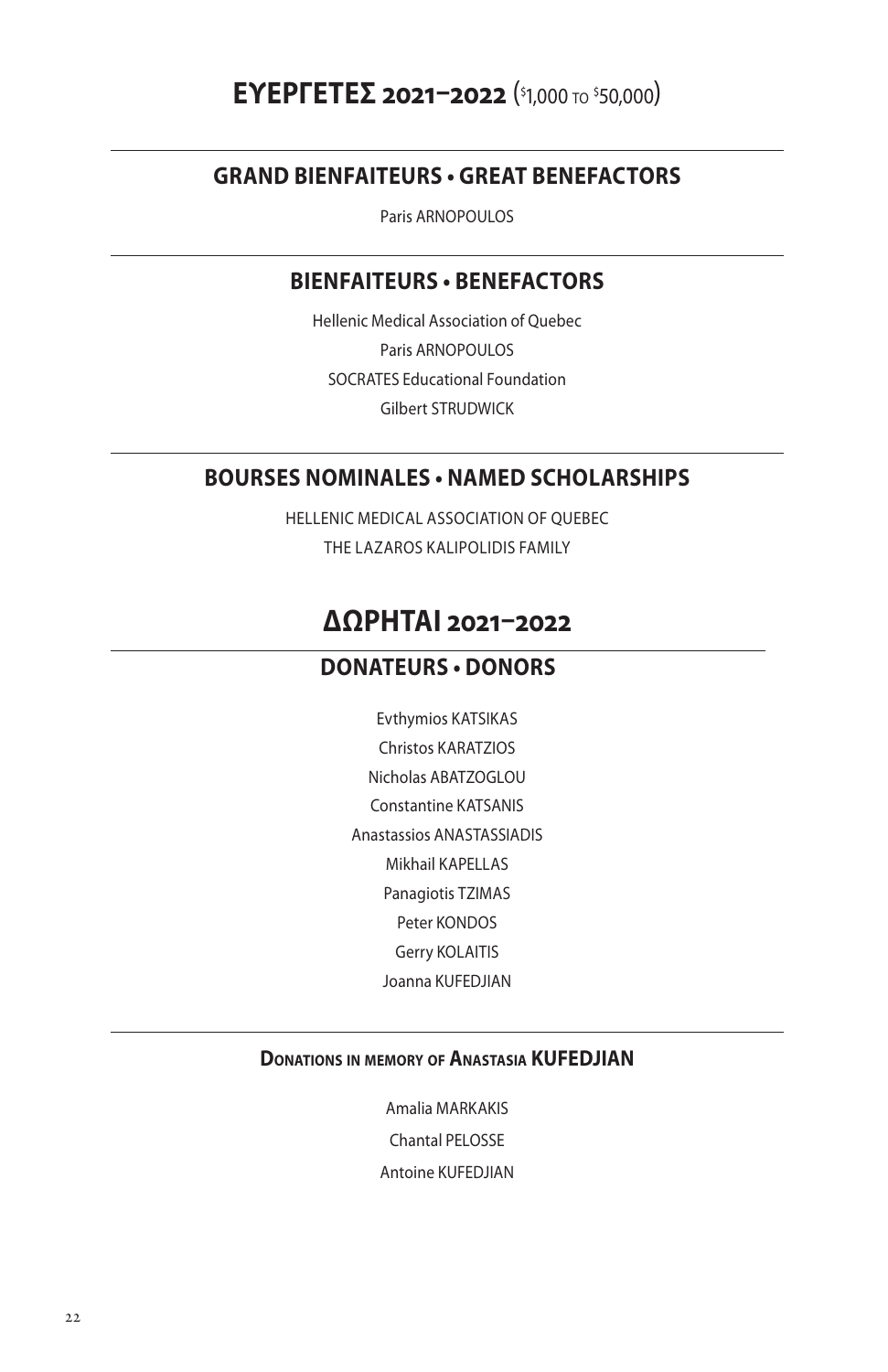# ΕΥΕΡΓΕΤΕΣ 2021–2022 ($1,000 TO $50,000)

## GRAND BIENFAITEURS • GREAT BENEFACTORS

Paris ARNOPOULOS

## BIENFAITEURS • BENEFACTORS

Hellenic Medical Association of Quebec

Paris ARNOPOULOS

SOCRATES Educational Foundation

Gilbert STRUDWICK

## BOURSES NOMINALES • NAMED SCHOLARSHIPS

HELLENIC MEDICAL ASSOCIATION OF QUEBEC

THE LAZAROS KALIPOLIDIS FAMILY

# ΔΩΡΗΤΑΙ 2021–2022

## DONATEURS • DONORS

Evthymios KATSIKAS

Christos KARATZIOS

Nicholas ABATZOGLOU

Constantine KATSANIS

Anastassios ANASTASSIADIS

Mikhail KAPELLAS

Panagiotis TZIMAS

Peter KONDOS

Gerry KOLAITIS

Joanna KUFEDJIAN

### Donations in memory of Anastasia KUFEDJIAN

Amalia MARKAKIS

Chantal PELOSSE

Antoine KUFEDJIAN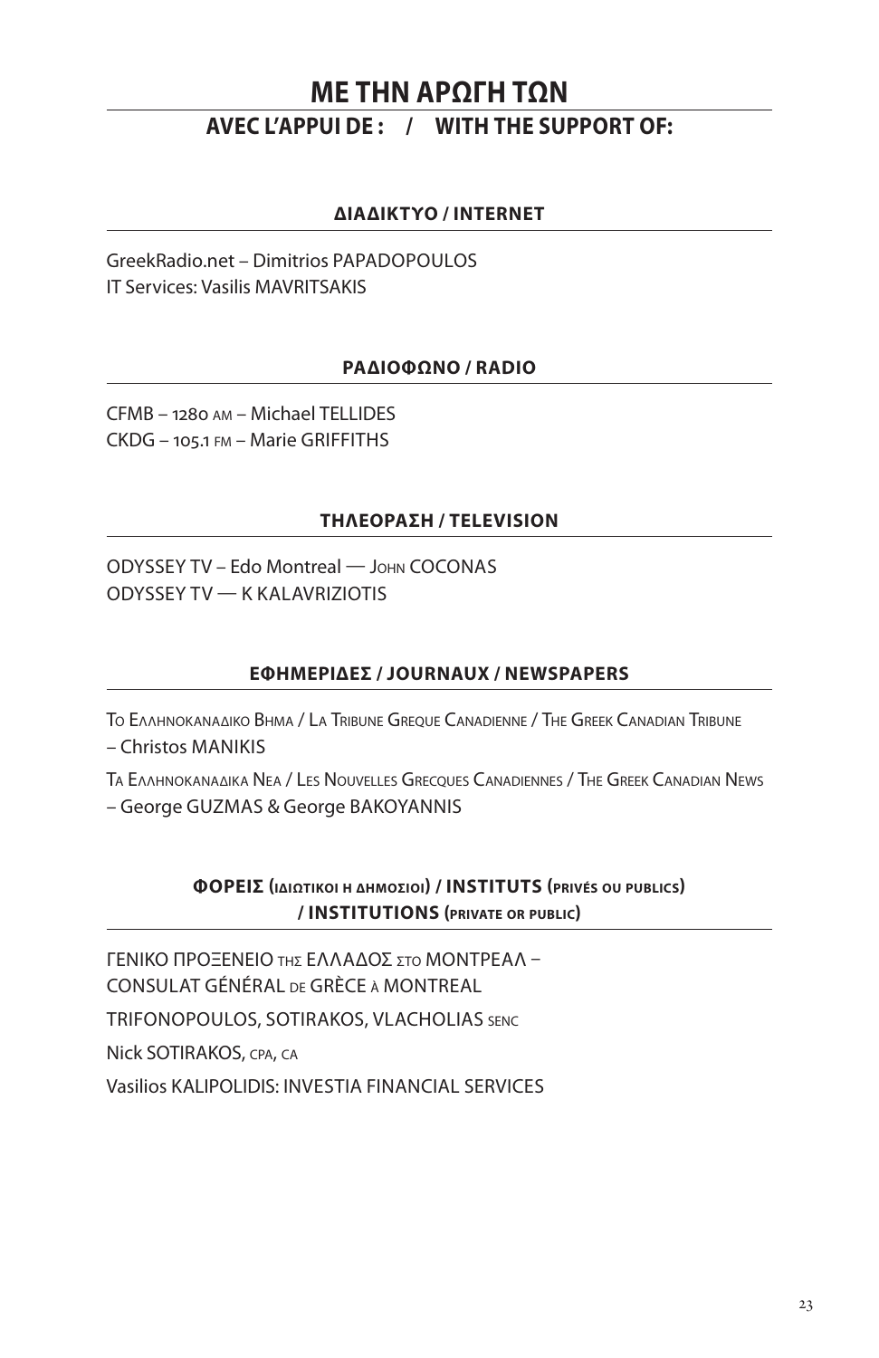# ΜΕ ΤΗΝ ΑΡΩΓΗ ΤΩΝ

## AVEC L'APPUI DE : / WITH THE SUPPORT OF:

### ΔΙΑΔΙΚΤΥΟ / INTERNET

GreekRadio.net – Dimitrios PAPADOPOULOS
IT Services: Vasilis MAVRITSAKIS

### ΡΑΔΙΟΦΩΝΟ / RADIO

CFMB – 1280 AM – Michael TELLIDES
CKDG – 105.1 FM – Marie GRIFFITHS

### ΤΗΛΕΟΡΑΣΗ / TELEVISION

ODYSSEY TV – Edo Montreal — JOHN COCONAS
ODYSSEY TV — K KALAVRIZIOTIS

### ΕΦΗΜΕΡΙΔΕΣ / JOURNAUX / NEWSPAPERS

ΤΟ ΕΛΛΗΝΟΚΑΝΑΔΙΚΟ ΒΗΜΑ / LA TRIBUNE GREQUE CANADIENNE / THE GREEK CANADIAN TRIBUNE – Christos MANIKIS

ΤΑ ΕΛΛΗΝΟΚΑΝΑΔΙΚΑ ΝΕΑ / LES NOUVELLES GRECQUES CANADIENNES / THE GREEK CANADIAN NEWS – George GUZMAS & George BAKOYANNIS

### ΦΟΡΕΙΣ (ΙΔΙΩΤΙΚΟΙ Η ΔΗΜΟΣΙΟΙ) / INSTITUTS (PRIVÉS OU PUBLICS) / INSTITUTIONS (PRIVATE OR PUBLIC)

ΓΕΝΙΚΟ ΠΡΟΞΕΝΕΙΟ ΤΗΣ ΕΛΛΑΔΟΣ ΣΤΟ ΜΟΝΤΡΕΑΛ – CONSULAT GÉNÉRAL DE GRÈCE À MONTREAL

TRIFONOPOULOS, SOTIRAKOS, VLACHOLIAS SENC

Nick SOTIRAKOS, CPA, CA

Vasilios KALIPOLIDIS: INVESTIA FINANCIAL SERVICES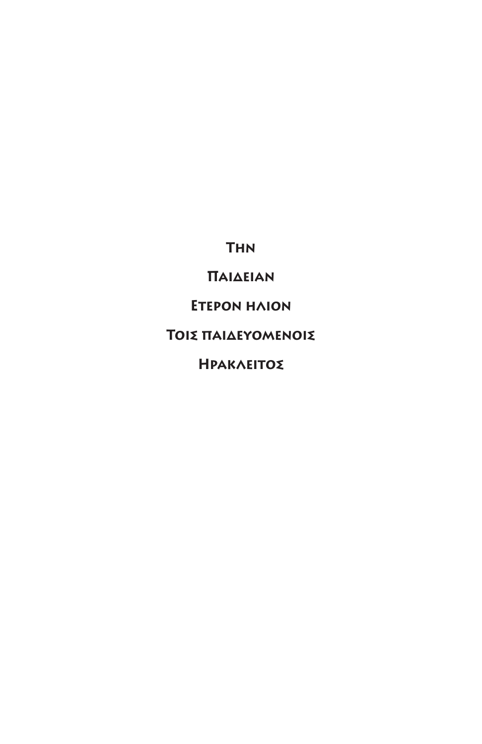**Την**

**Παιδειαν**

**Ετερον ηλιον**

**Τοις παιδευομενοις**

**Ηρακλειτος**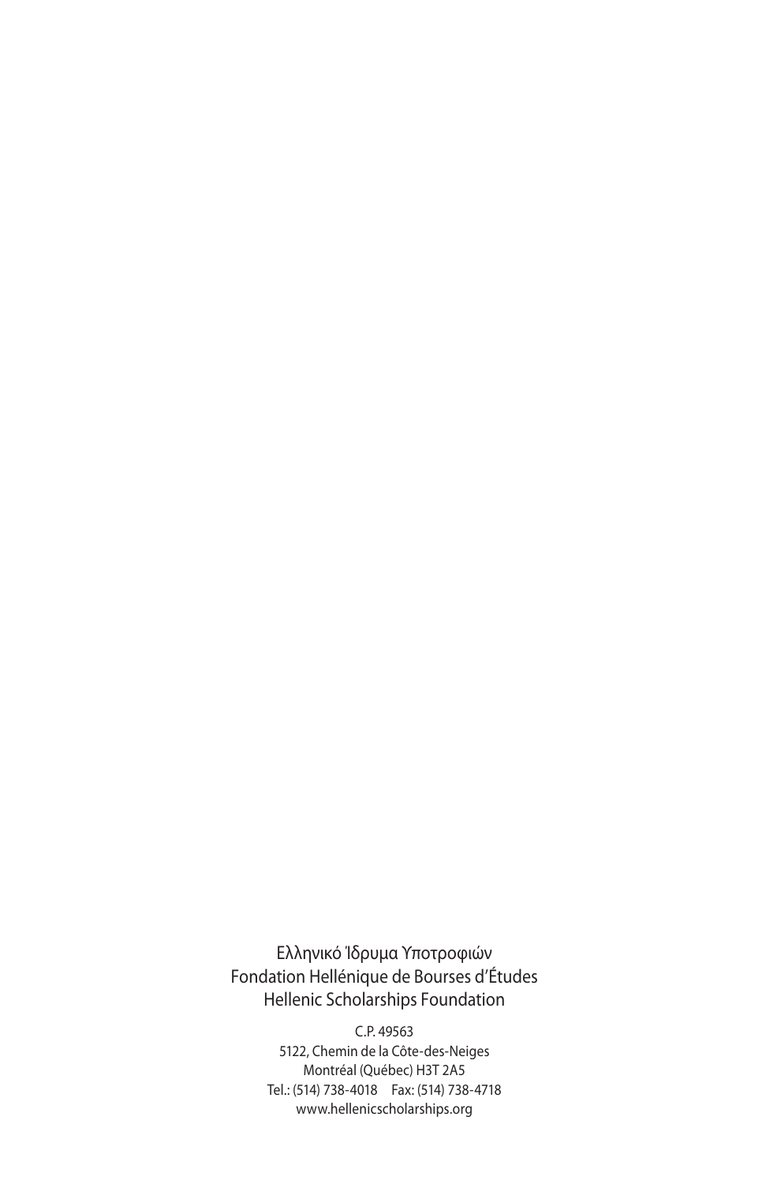Ελληνικό Ίδρυμα Υποτροφιών
Fondation Hellénique de Bourses d'Études
Hellenic Scholarships Foundation

C.P. 49563
5122, Chemin de la Côte-des-Neiges
Montréal (Québec) H3T 2A5
Tel.: (514) 738-4018     Fax: (514) 738-4718
www.hellenicscholarships.org